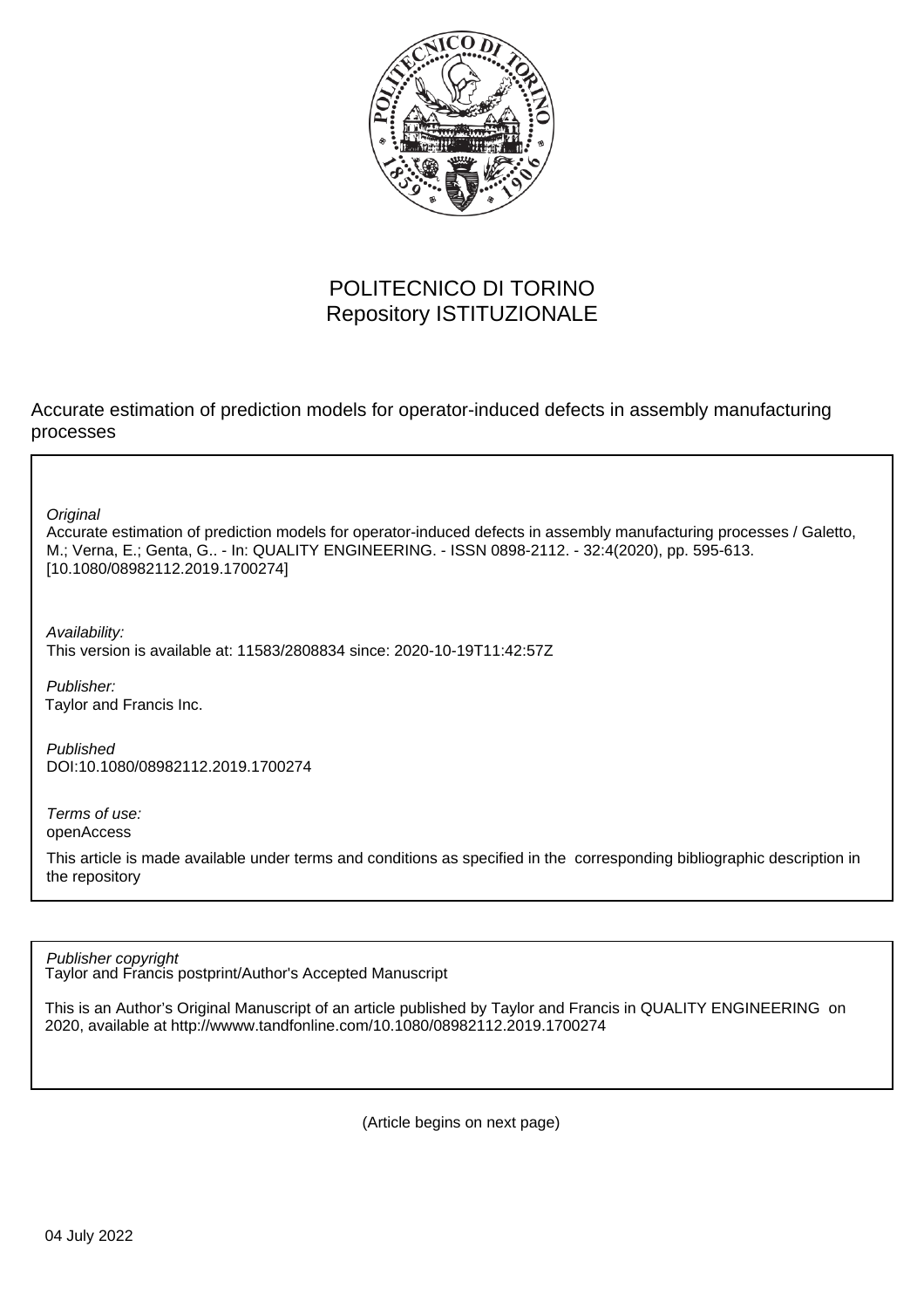POLITECNICO DI TORINO
Repository ISTITUZIONALE

Accurate estimation of prediction models for operator-induced defects in assembly manufacturing processes

*Original*

Accurate estimation of prediction models for operator-induced defects in assembly manufacturing processes / Galetto, M.; Verna, E.; Genta, G.. - In: QUALITY ENGINEERING. - ISSN 0898-2112. - 32:4(2020), pp. 595-613. [10.1080/08982112.2019.1700274]

*Availability:*

This version is available at: 11583/2808834 since: 2020-10-19T11:42:57Z

*Publisher:*

Taylor and Francis Inc.

*Published*

DOI:10.1080/08982112.2019.1700274

*Terms of use:*

openAccess

This article is made available under terms and conditions as specified in the corresponding bibliographic description in the repository

*Publisher copyright*

Taylor and Francis postprint/Author's Accepted Manuscript

This is an Author's Original Manuscript of an article published by Taylor and Francis in QUALITY ENGINEERING on 2020, available at http://wwww.tandfonline.com/10.1080/08982112.2019.1700274

(Article begins on next page)

04 July 2022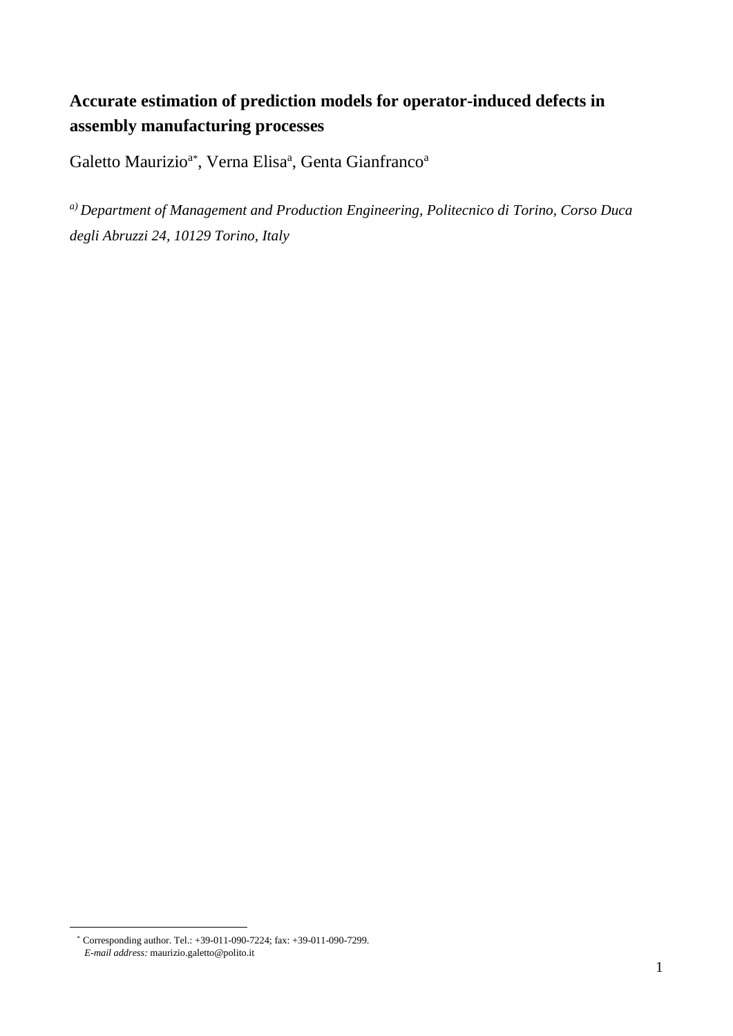# Accurate estimation of prediction models for operator-induced defects in assembly manufacturing processes

Galetto Maurizio[a*], Verna Elisa[a], Genta Gianfranco[a]

*[a)] Department of Management and Production Engineering, Politecnico di Torino, Corso Duca degli Abruzzi 24, 10129 Torino, Italy*

[*] Corresponding author. Tel.: +39-011-090-7224; fax: +39-011-090-7299.
*E-mail address:* maurizio.galetto@polito.it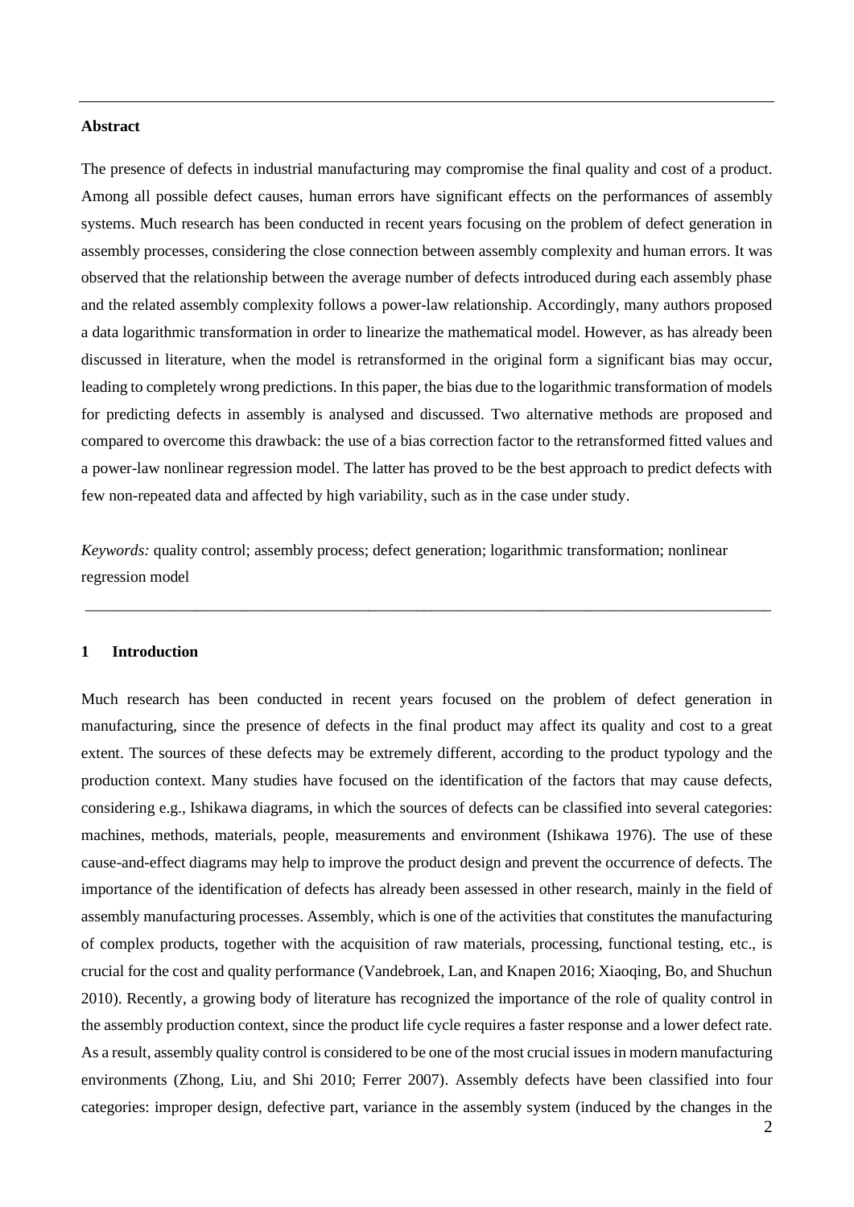## Abstract

The presence of defects in industrial manufacturing may compromise the final quality and cost of a product. Among all possible defect causes, human errors have significant effects on the performances of assembly systems. Much research has been conducted in recent years focusing on the problem of defect generation in assembly processes, considering the close connection between assembly complexity and human errors. It was observed that the relationship between the average number of defects introduced during each assembly phase and the related assembly complexity follows a power-law relationship. Accordingly, many authors proposed a data logarithmic transformation in order to linearize the mathematical model. However, as has already been discussed in literature, when the model is retransformed in the original form a significant bias may occur, leading to completely wrong predictions. In this paper, the bias due to the logarithmic transformation of models for predicting defects in assembly is analysed and discussed. Two alternative methods are proposed and compared to overcome this drawback: the use of a bias correction factor to the retransformed fitted values and a power-law nonlinear regression model. The latter has proved to be the best approach to predict defects with few non-repeated data and affected by high variability, such as in the case under study.

*Keywords:* quality control; assembly process; defect generation; logarithmic transformation; nonlinear regression model

---

## 1 Introduction

Much research has been conducted in recent years focused on the problem of defect generation in manufacturing, since the presence of defects in the final product may affect its quality and cost to a great extent. The sources of these defects may be extremely different, according to the product typology and the production context. Many studies have focused on the identification of the factors that may cause defects, considering e.g., Ishikawa diagrams, in which the sources of defects can be classified into several categories: machines, methods, materials, people, measurements and environment (Ishikawa 1976). The use of these cause-and-effect diagrams may help to improve the product design and prevent the occurrence of defects. The importance of the identification of defects has already been assessed in other research, mainly in the field of assembly manufacturing processes. Assembly, which is one of the activities that constitutes the manufacturing of complex products, together with the acquisition of raw materials, processing, functional testing, etc., is crucial for the cost and quality performance (Vandebroek, Lan, and Knapen 2016; Xiaoqing, Bo, and Shuchun 2010). Recently, a growing body of literature has recognized the importance of the role of quality control in the assembly production context, since the product life cycle requires a faster response and a lower defect rate. As a result, assembly quality control is considered to be one of the most crucial issues in modern manufacturing environments (Zhong, Liu, and Shi 2010; Ferrer 2007). Assembly defects have been classified into four categories: improper design, defective part, variance in the assembly system (induced by the changes in the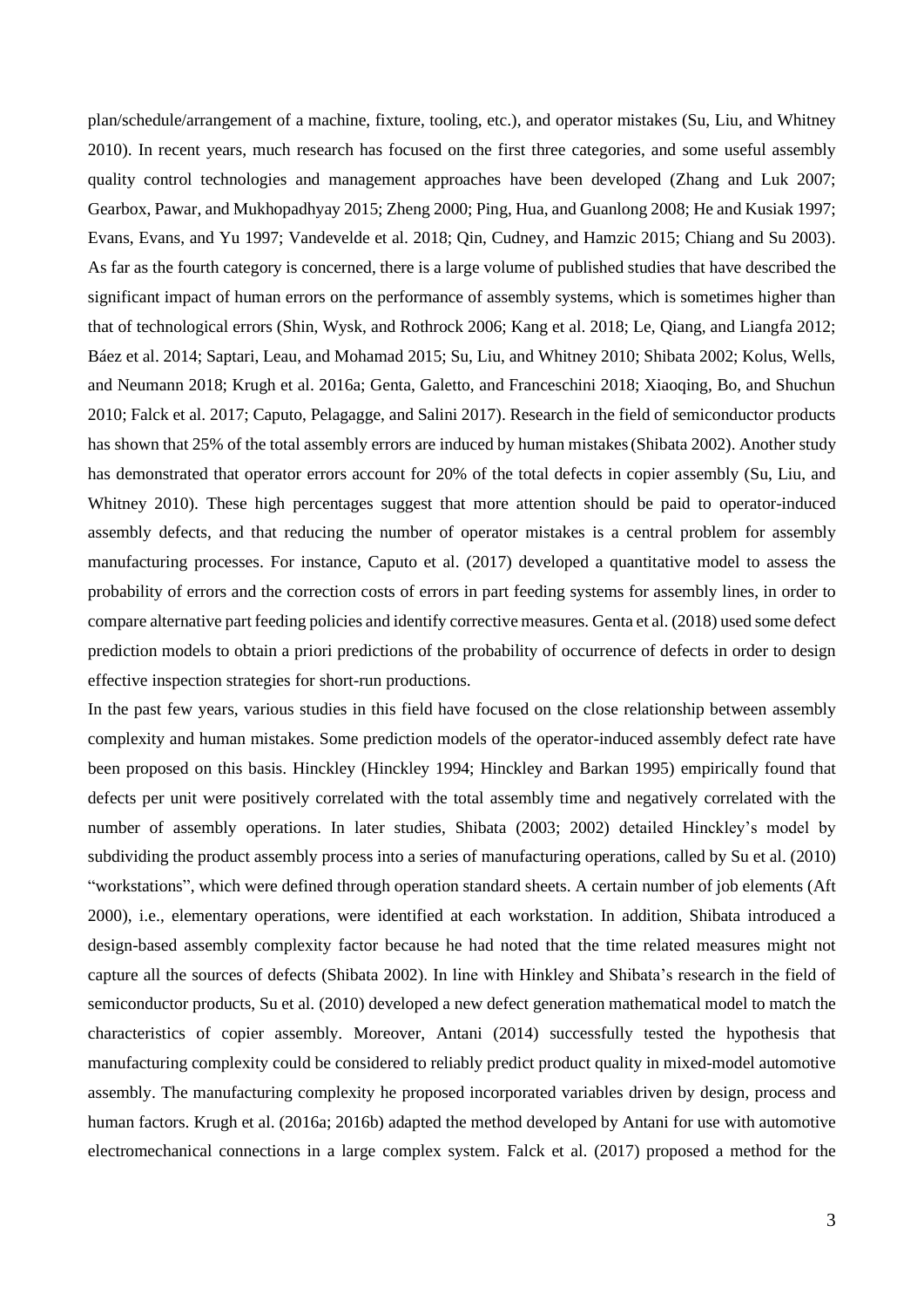plan/schedule/arrangement of a machine, fixture, tooling, etc.), and operator mistakes (Su, Liu, and Whitney 2010). In recent years, much research has focused on the first three categories, and some useful assembly quality control technologies and management approaches have been developed (Zhang and Luk 2007; Gearbox, Pawar, and Mukhopadhyay 2015; Zheng 2000; Ping, Hua, and Guanlong 2008; He and Kusiak 1997; Evans, Evans, and Yu 1997; Vandevelde et al. 2018; Qin, Cudney, and Hamzic 2015; Chiang and Su 2003). As far as the fourth category is concerned, there is a large volume of published studies that have described the significant impact of human errors on the performance of assembly systems, which is sometimes higher than that of technological errors (Shin, Wysk, and Rothrock 2006; Kang et al. 2018; Le, Qiang, and Liangfa 2012; Báez et al. 2014; Saptari, Leau, and Mohamad 2015; Su, Liu, and Whitney 2010; Shibata 2002; Kolus, Wells, and Neumann 2018; Krugh et al. 2016a; Genta, Galetto, and Franceschini 2018; Xiaoqing, Bo, and Shuchun 2010; Falck et al. 2017; Caputo, Pelagagge, and Salini 2017). Research in the field of semiconductor products has shown that 25% of the total assembly errors are induced by human mistakes (Shibata 2002). Another study has demonstrated that operator errors account for 20% of the total defects in copier assembly (Su, Liu, and Whitney 2010). These high percentages suggest that more attention should be paid to operator-induced assembly defects, and that reducing the number of operator mistakes is a central problem for assembly manufacturing processes. For instance, Caputo et al. (2017) developed a quantitative model to assess the probability of errors and the correction costs of errors in part feeding systems for assembly lines, in order to compare alternative part feeding policies and identify corrective measures. Genta et al. (2018) used some defect prediction models to obtain a priori predictions of the probability of occurrence of defects in order to design effective inspection strategies for short-run productions.

In the past few years, various studies in this field have focused on the close relationship between assembly complexity and human mistakes. Some prediction models of the operator-induced assembly defect rate have been proposed on this basis. Hinckley (Hinckley 1994; Hinckley and Barkan 1995) empirically found that defects per unit were positively correlated with the total assembly time and negatively correlated with the number of assembly operations. In later studies, Shibata (2003; 2002) detailed Hinckley's model by subdividing the product assembly process into a series of manufacturing operations, called by Su et al. (2010) "workstations", which were defined through operation standard sheets. A certain number of job elements (Aft 2000), i.e., elementary operations, were identified at each workstation. In addition, Shibata introduced a design-based assembly complexity factor because he had noted that the time related measures might not capture all the sources of defects (Shibata 2002). In line with Hinkley and Shibata's research in the field of semiconductor products, Su et al. (2010) developed a new defect generation mathematical model to match the characteristics of copier assembly. Moreover, Antani (2014) successfully tested the hypothesis that manufacturing complexity could be considered to reliably predict product quality in mixed-model automotive assembly. The manufacturing complexity he proposed incorporated variables driven by design, process and human factors. Krugh et al. (2016a; 2016b) adapted the method developed by Antani for use with automotive electromechanical connections in a large complex system. Falck et al. (2017) proposed a method for the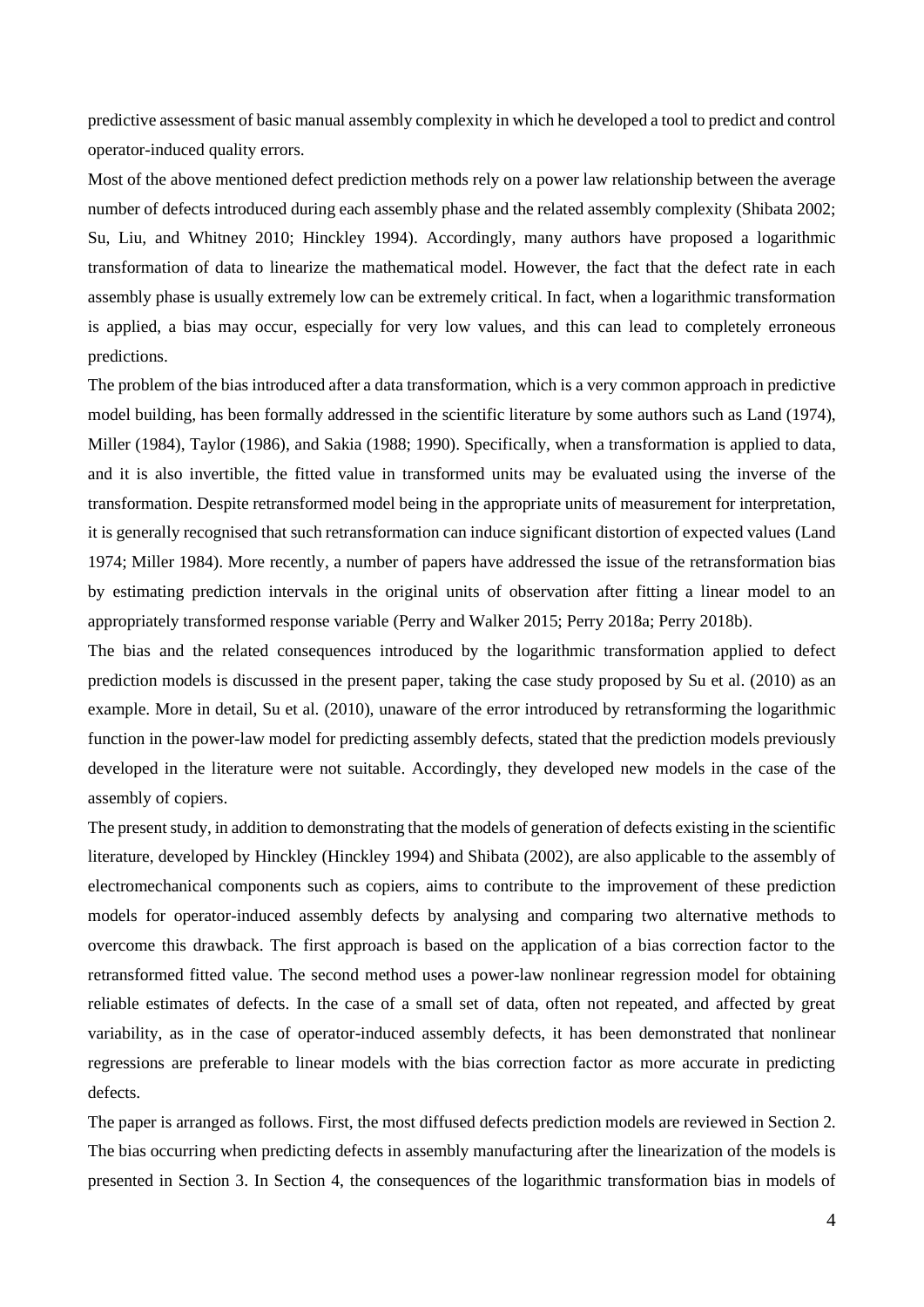predictive assessment of basic manual assembly complexity in which he developed a tool to predict and control operator-induced quality errors.

Most of the above mentioned defect prediction methods rely on a power law relationship between the average number of defects introduced during each assembly phase and the related assembly complexity (Shibata 2002; Su, Liu, and Whitney 2010; Hinckley 1994). Accordingly, many authors have proposed a logarithmic transformation of data to linearize the mathematical model. However, the fact that the defect rate in each assembly phase is usually extremely low can be extremely critical. In fact, when a logarithmic transformation is applied, a bias may occur, especially for very low values, and this can lead to completely erroneous predictions.

The problem of the bias introduced after a data transformation, which is a very common approach in predictive model building, has been formally addressed in the scientific literature by some authors such as Land (1974), Miller (1984), Taylor (1986), and Sakia (1988; 1990). Specifically, when a transformation is applied to data, and it is also invertible, the fitted value in transformed units may be evaluated using the inverse of the transformation. Despite retransformed model being in the appropriate units of measurement for interpretation, it is generally recognised that such retransformation can induce significant distortion of expected values (Land 1974; Miller 1984). More recently, a number of papers have addressed the issue of the retransformation bias by estimating prediction intervals in the original units of observation after fitting a linear model to an appropriately transformed response variable (Perry and Walker 2015; Perry 2018a; Perry 2018b).

The bias and the related consequences introduced by the logarithmic transformation applied to defect prediction models is discussed in the present paper, taking the case study proposed by Su et al. (2010) as an example. More in detail, Su et al. (2010), unaware of the error introduced by retransforming the logarithmic function in the power-law model for predicting assembly defects, stated that the prediction models previously developed in the literature were not suitable. Accordingly, they developed new models in the case of the assembly of copiers.

The present study, in addition to demonstrating that the models of generation of defects existing in the scientific literature, developed by Hinckley (Hinckley 1994) and Shibata (2002), are also applicable to the assembly of electromechanical components such as copiers, aims to contribute to the improvement of these prediction models for operator-induced assembly defects by analysing and comparing two alternative methods to overcome this drawback. The first approach is based on the application of a bias correction factor to the retransformed fitted value. The second method uses a power-law nonlinear regression model for obtaining reliable estimates of defects. In the case of a small set of data, often not repeated, and affected by great variability, as in the case of operator-induced assembly defects, it has been demonstrated that nonlinear regressions are preferable to linear models with the bias correction factor as more accurate in predicting defects.

The paper is arranged as follows. First, the most diffused defects prediction models are reviewed in Section 2. The bias occurring when predicting defects in assembly manufacturing after the linearization of the models is presented in Section 3. In Section 4, the consequences of the logarithmic transformation bias in models of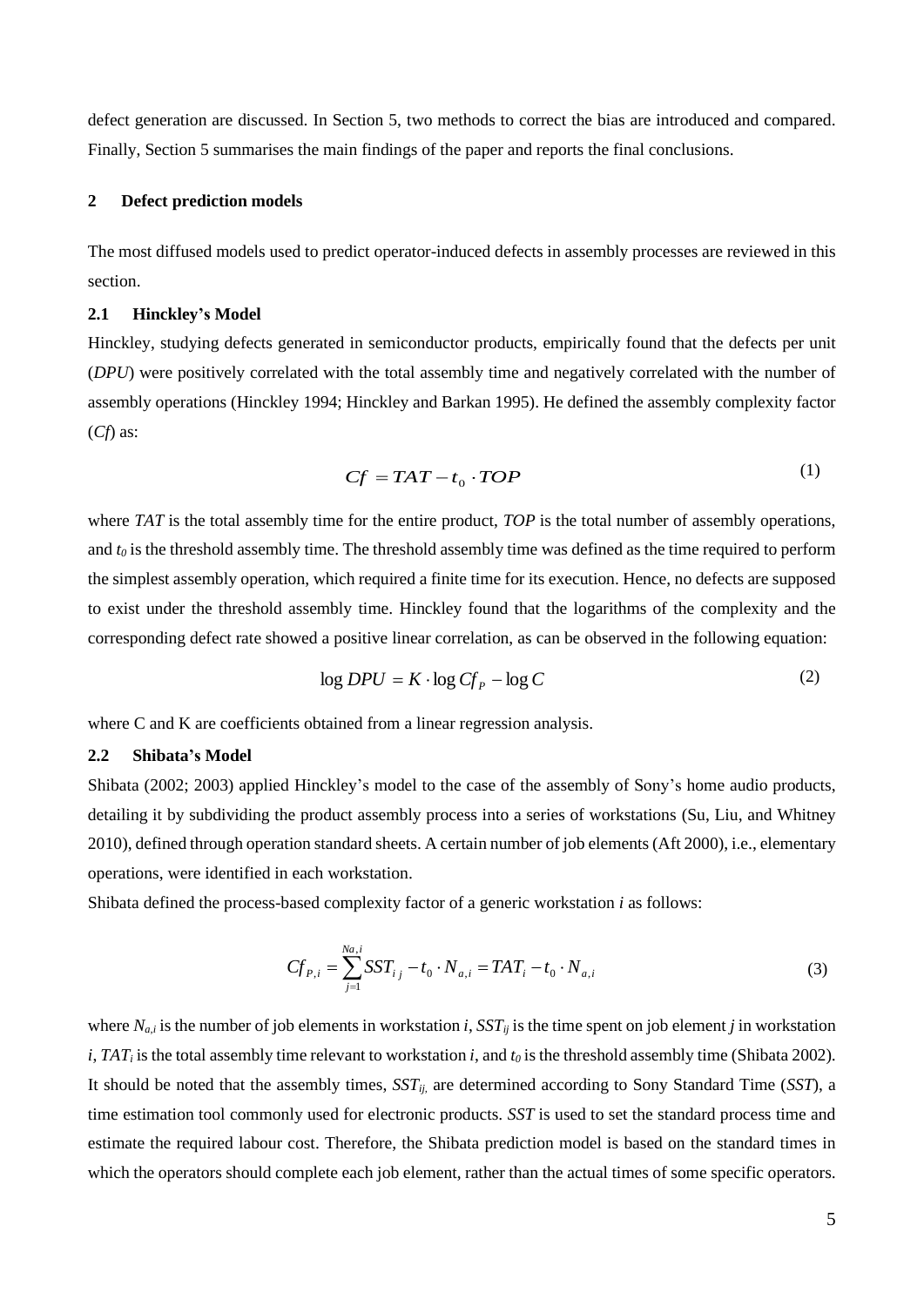defect generation are discussed. In Section 5, two methods to correct the bias are introduced and compared. Finally, Section 5 summarises the main findings of the paper and reports the final conclusions.

## 2 Defect prediction models

The most diffused models used to predict operator-induced defects in assembly processes are reviewed in this section.

### 2.1 Hinckley's Model

Hinckley, studying defects generated in semiconductor products, empirically found that the defects per unit (*DPU*) were positively correlated with the total assembly time and negatively correlated with the number of assembly operations (Hinckley 1994; Hinckley and Barkan 1995). He defined the assembly complexity factor (*Cf*) as:

$$Cf = TAT - t_0 \cdot TOP \tag{1}$$

where *TAT* is the total assembly time for the entire product, *TOP* is the total number of assembly operations, and $t_0$ is the threshold assembly time. The threshold assembly time was defined as the time required to perform the simplest assembly operation, which required a finite time for its execution. Hence, no defects are supposed to exist under the threshold assembly time. Hinckley found that the logarithms of the complexity and the corresponding defect rate showed a positive linear correlation, as can be observed in the following equation:

$$\log DPU = K \cdot \log Cf_P - \log C \tag{2}$$

where C and K are coefficients obtained from a linear regression analysis.

### 2.2 Shibata's Model

Shibata (2002; 2003) applied Hinckley's model to the case of the assembly of Sony's home audio products, detailing it by subdividing the product assembly process into a series of workstations (Su, Liu, and Whitney 2010), defined through operation standard sheets. A certain number of job elements (Aft 2000), i.e., elementary operations, were identified in each workstation.

Shibata defined the process-based complexity factor of a generic workstation *i* as follows:

$$Cf_{P,i} = \sum_{j=1}^{Na,i} SST_{ij} - t_0 \cdot N_{a,i} = TAT_i - t_0 \cdot N_{a,i} \tag{3}$$

where $N_{a,i}$ is the number of job elements in workstation *i*, $SST_{ij}$ is the time spent on job element *j* in workstation *i*, $TAT_i$ is the total assembly time relevant to workstation *i*, and $t_0$ is the threshold assembly time (Shibata 2002). It should be noted that the assembly times, $SST_{ij}$, are determined according to Sony Standard Time (*SST*), a time estimation tool commonly used for electronic products. *SST* is used to set the standard process time and estimate the required labour cost. Therefore, the Shibata prediction model is based on the standard times in which the operators should complete each job element, rather than the actual times of some specific operators.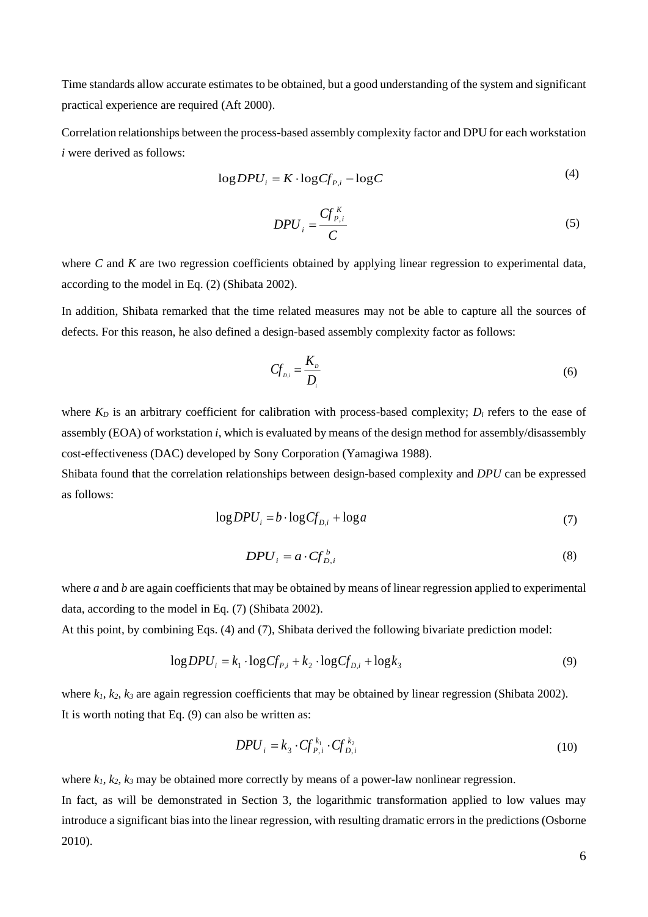Time standards allow accurate estimates to be obtained, but a good understanding of the system and significant practical experience are required (Aft 2000).

Correlation relationships between the process-based assembly complexity factor and DPU for each workstation *i* were derived as follows:

$$\log DPU_i = K \cdot \log Cf_{P,i} - \log C \tag{4}$$

$$DPU_i = \frac{Cf_{P,i}^{K}}{C} \tag{5}$$

where $C$ and $K$ are two regression coefficients obtained by applying linear regression to experimental data, according to the model in Eq. (2) (Shibata 2002).

In addition, Shibata remarked that the time related measures may not be able to capture all the sources of defects. For this reason, he also defined a design-based assembly complexity factor as follows:

$$Cf_{D,i} = \frac{K_D}{D_i} \tag{6}$$

where $K_D$ is an arbitrary coefficient for calibration with process-based complexity; $D_i$ refers to the ease of assembly (EOA) of workstation *i*, which is evaluated by means of the design method for assembly/disassembly cost-effectiveness (DAC) developed by Sony Corporation (Yamagiwa 1988).

Shibata found that the correlation relationships between design-based complexity and *DPU* can be expressed as follows:

$$\log DPU_i = b \cdot \log Cf_{D,i} + \log a \tag{7}$$

$$DPU_i = a \cdot Cf_{D,i}^{b} \tag{8}$$

where *a* and *b* are again coefficients that may be obtained by means of linear regression applied to experimental data, according to the model in Eq. (7) (Shibata 2002).

At this point, by combining Eqs. (4) and (7), Shibata derived the following bivariate prediction model:

$$\log DPU_i = k_1 \cdot \log Cf_{P,i} + k_2 \cdot \log Cf_{D,i} + \log k_3 \tag{9}$$

where $k_1$, $k_2$, $k_3$ are again regression coefficients that may be obtained by linear regression (Shibata 2002).

It is worth noting that Eq. (9) can also be written as:

$$DPU_i = k_3 \cdot Cf_{P,i}^{k_1} \cdot Cf_{D,i}^{k_2} \tag{10}$$

where $k_1$, $k_2$, $k_3$ may be obtained more correctly by means of a power-law nonlinear regression.

In fact, as will be demonstrated in Section 3, the logarithmic transformation applied to low values may introduce a significant bias into the linear regression, with resulting dramatic errors in the predictions (Osborne 2010).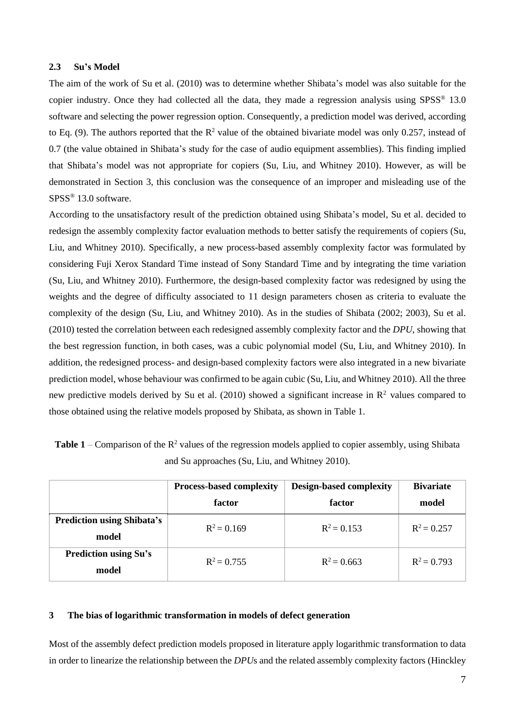### 2.3 Su's Model

The aim of the work of Su et al. (2010) was to determine whether Shibata's model was also suitable for the copier industry. Once they had collected all the data, they made a regression analysis using SPSS® 13.0 software and selecting the power regression option. Consequently, a prediction model was derived, according to Eq. (9). The authors reported that the $R^2$ value of the obtained bivariate model was only 0.257, instead of 0.7 (the value obtained in Shibata's study for the case of audio equipment assemblies). This finding implied that Shibata's model was not appropriate for copiers (Su, Liu, and Whitney 2010). However, as will be demonstrated in Section 3, this conclusion was the consequence of an improper and misleading use of the SPSS® 13.0 software.

According to the unsatisfactory result of the prediction obtained using Shibata's model, Su et al. decided to redesign the assembly complexity factor evaluation methods to better satisfy the requirements of copiers (Su, Liu, and Whitney 2010). Specifically, a new process-based assembly complexity factor was formulated by considering Fuji Xerox Standard Time instead of Sony Standard Time and by integrating the time variation (Su, Liu, and Whitney 2010). Furthermore, the design-based complexity factor was redesigned by using the weights and the degree of difficulty associated to 11 design parameters chosen as criteria to evaluate the complexity of the design (Su, Liu, and Whitney 2010). As in the studies of Shibata (2002; 2003), Su et al. (2010) tested the correlation between each redesigned assembly complexity factor and the *DPU*, showing that the best regression function, in both cases, was a cubic polynomial model (Su, Liu, and Whitney 2010). In addition, the redesigned process- and design-based complexity factors were also integrated in a new bivariate prediction model, whose behaviour was confirmed to be again cubic (Su, Liu, and Whitney 2010). All the three new predictive models derived by Su et al. (2010) showed a significant increase in $R^2$ values compared to those obtained using the relative models proposed by Shibata, as shown in Table 1.

**Table 1** – Comparison of the $R^2$ values of the regression models applied to copier assembly, using Shibata and Su approaches (Su, Liu, and Whitney 2010).

| | Process-based complexity factor | Design-based complexity factor | Bivariate model |
|---|---|---|---|
| **Prediction using Shibata's model** | $R^2 = 0.169$ | $R^2 = 0.153$ | $R^2 = 0.257$ |
| **Prediction using Su's model** | $R^2 = 0.755$ | $R^2 = 0.663$ | $R^2 = 0.793$ |

## 3 The bias of logarithmic transformation in models of defect generation

Most of the assembly defect prediction models proposed in literature apply logarithmic transformation to data in order to linearize the relationship between the *DPU*s and the related assembly complexity factors (Hinckley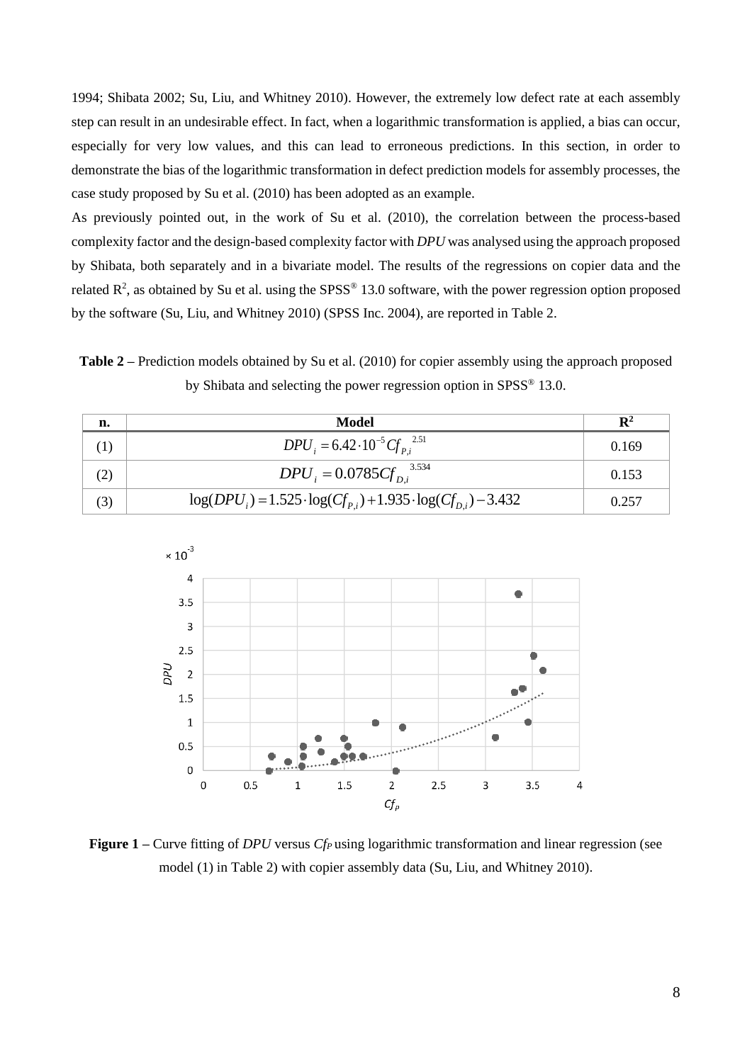1994; Shibata 2002; Su, Liu, and Whitney 2010). However, the extremely low defect rate at each assembly step can result in an undesirable effect. In fact, when a logarithmic transformation is applied, a bias can occur, especially for very low values, and this can lead to erroneous predictions. In this section, in order to demonstrate the bias of the logarithmic transformation in defect prediction models for assembly processes, the case study proposed by Su et al. (2010) has been adopted as an example.

As previously pointed out, in the work of Su et al. (2010), the correlation between the process-based complexity factor and the design-based complexity factor with *DPU* was analysed using the approach proposed by Shibata, both separately and in a bivariate model. The results of the regressions on copier data and the related $R^2$, as obtained by Su et al. using the SPSS® 13.0 software, with the power regression option proposed by the software (Su, Liu, and Whitney 2010) (SPSS Inc. 2004), are reported in Table 2.

**Table 2 –** Prediction models obtained by Su et al. (2010) for copier assembly using the approach proposed by Shibata and selecting the power regression option in SPSS® 13.0.

| n. | Model | $R^2$ |
|---|---|---|
| (1) | $DPU_i = 6.42 \cdot 10^{-5} Cf_{P,i}^{\ 2.51}$ | 0.169 |
| (2) | $DPU_i = 0.0785 Cf_{D,i}^{\ 3.534}$ | 0.153 |
| (3) | $\log(DPU_i) = 1.525 \cdot \log(Cf_{P,i}) + 1.935 \cdot \log(Cf_{D,i}) - 3.432$ | 0.257 |

**Figure 1 –** Curve fitting of *DPU* versus $Cf_P$ using logarithmic transformation and linear regression (see model (1) in Table 2) with copier assembly data (Su, Liu, and Whitney 2010).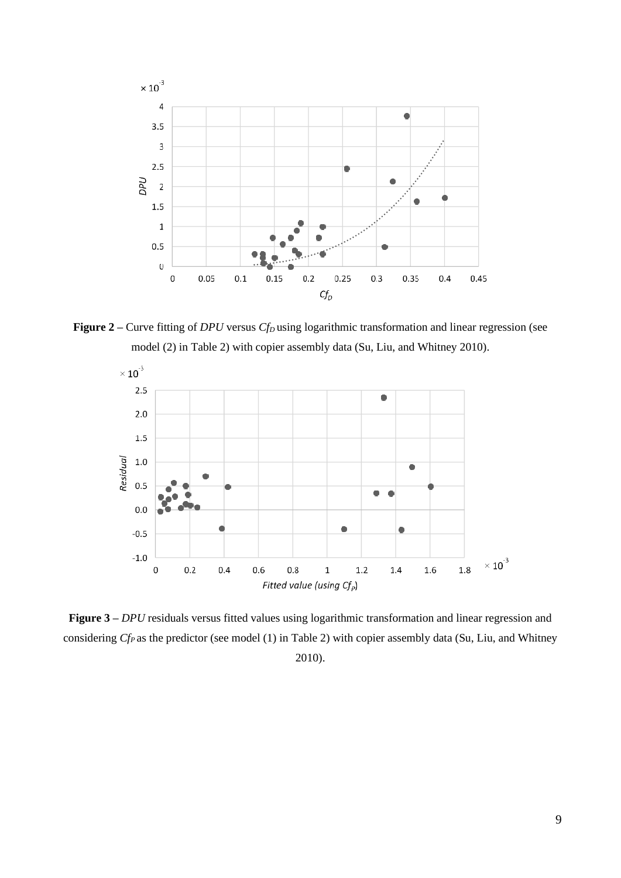**Figure 2 –** Curve fitting of *DPU* versus $Cf_D$ using logarithmic transformation and linear regression (see model (2) in Table 2) with copier assembly data (Su, Liu, and Whitney 2010).

**Figure 3 –** *DPU* residuals versus fitted values using logarithmic transformation and linear regression and considering $Cf_P$ as the predictor (see model (1) in Table 2) with copier assembly data (Su, Liu, and Whitney 2010).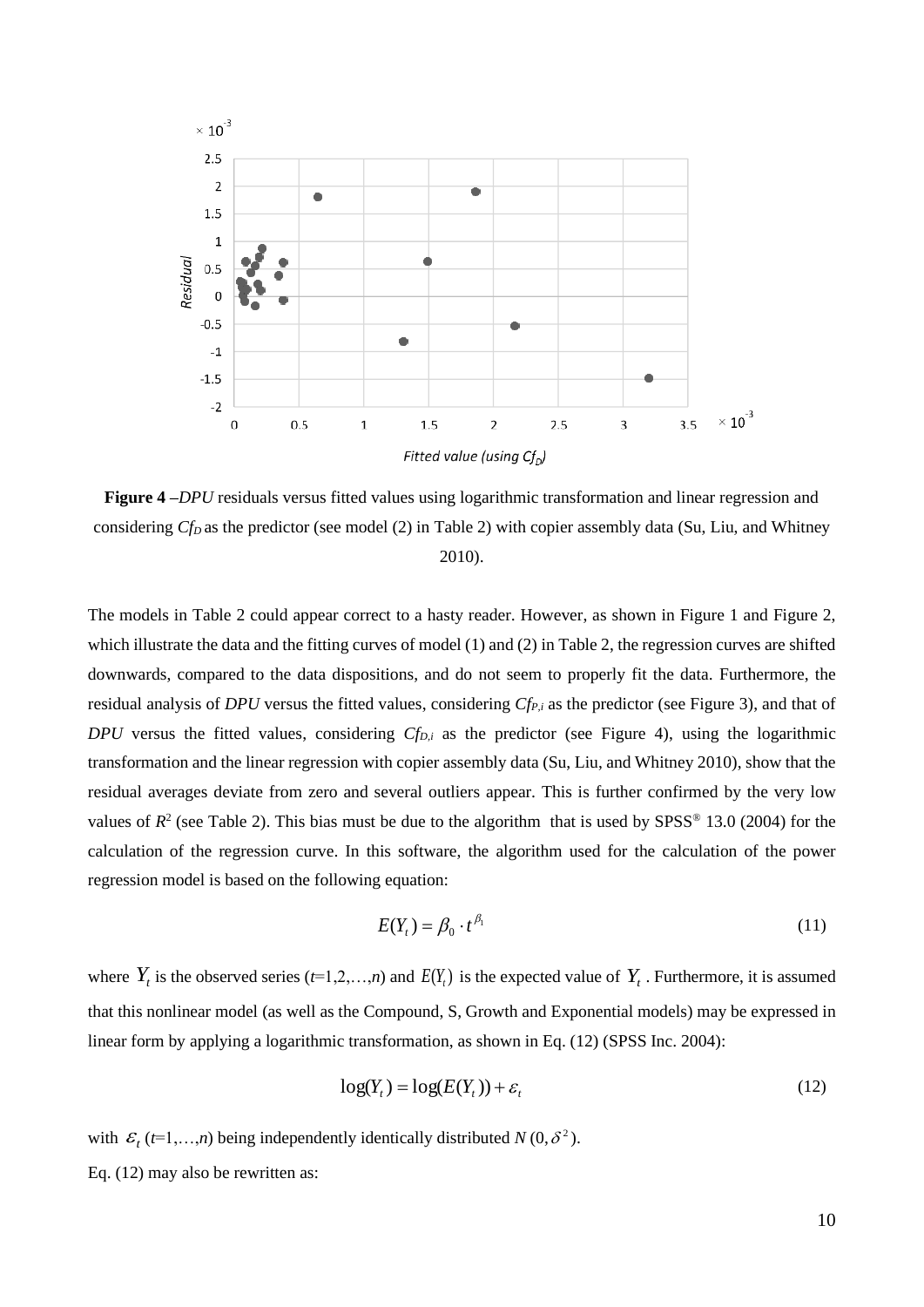**Figure 4** –*DPU* residuals versus fitted values using logarithmic transformation and linear regression and considering $Cf_D$ as the predictor (see model (2) in Table 2) with copier assembly data (Su, Liu, and Whitney 2010).

The models in Table 2 could appear correct to a hasty reader. However, as shown in Figure 1 and Figure 2, which illustrate the data and the fitting curves of model (1) and (2) in Table 2, the regression curves are shifted downwards, compared to the data dispositions, and do not seem to properly fit the data. Furthermore, the residual analysis of *DPU* versus the fitted values, considering $Cf_{P,i}$ as the predictor (see Figure 3), and that of *DPU* versus the fitted values, considering $Cf_{D,i}$ as the predictor (see Figure 4), using the logarithmic transformation and the linear regression with copier assembly data (Su, Liu, and Whitney 2010), show that the residual averages deviate from zero and several outliers appear. This is further confirmed by the very low values of $R^2$ (see Table 2). This bias must be due to the algorithm that is used by SPSS® 13.0 (2004) for the calculation of the regression curve. In this software, the algorithm used for the calculation of the power regression model is based on the following equation:

$$E(Y_t) = \beta_0 \cdot t^{\beta_1} \tag{11}$$

where $Y_t$ is the observed series ($t$=1,2,…,$n$) and $E(Y_t)$ is the expected value of $Y_t$. Furthermore, it is assumed that this nonlinear model (as well as the Compound, S, Growth and Exponential models) may be expressed in linear form by applying a logarithmic transformation, as shown in Eq. (12) (SPSS Inc. 2004):

$$\log(Y_t) = \log(E(Y_t)) + \varepsilon_t \tag{12}$$

with $\varepsilon_t$ ($t$=1,…,$n$) being independently identically distributed $N(0, \delta^2)$.

Eq. (12) may also be rewritten as: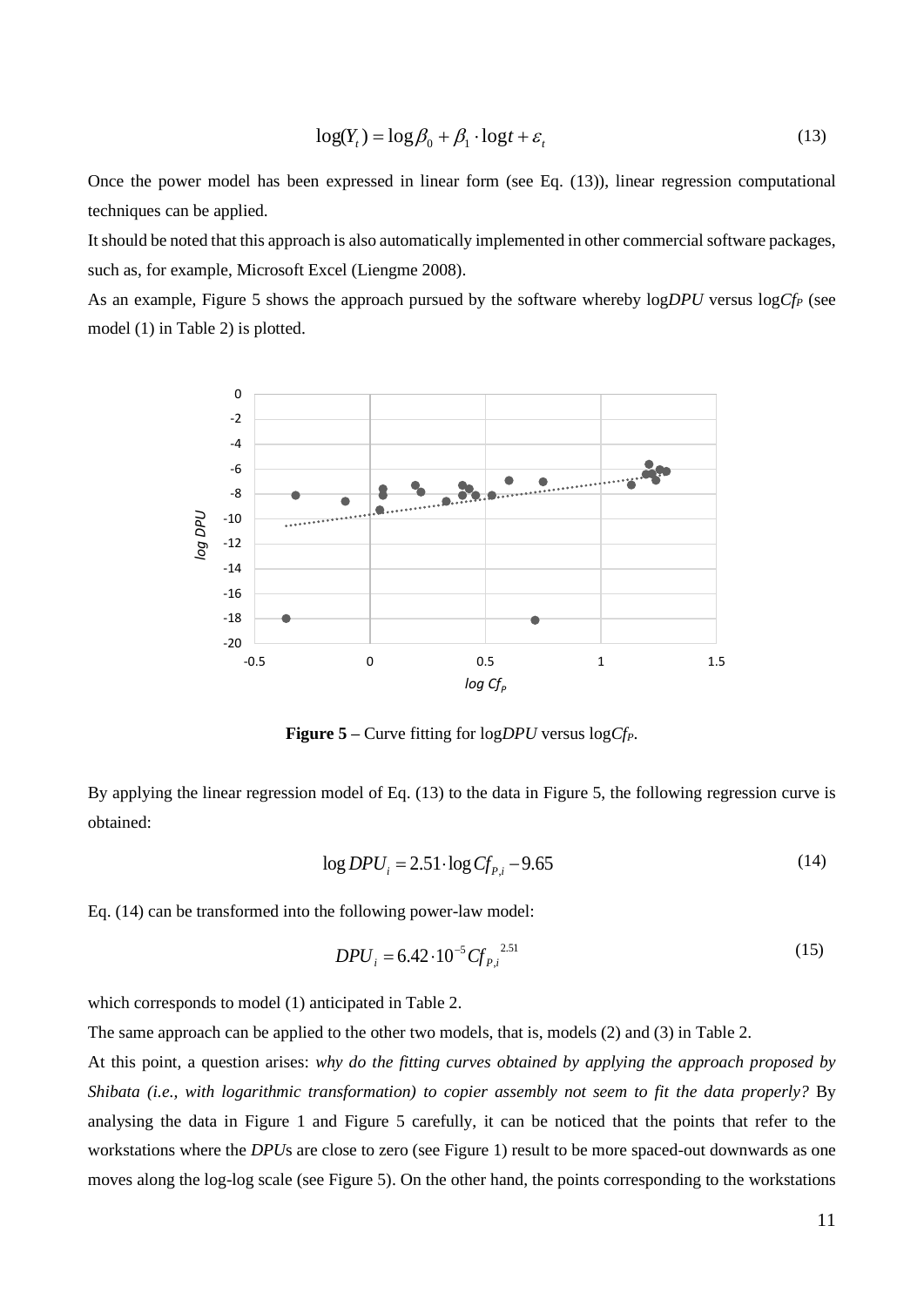$$\log(Y_t) = \log\beta_0 + \beta_1 \cdot \log t + \varepsilon_t \tag{13}$$

Once the power model has been expressed in linear form (see Eq. (13)), linear regression computational techniques can be applied.

It should be noted that this approach is also automatically implemented in other commercial software packages, such as, for example, Microsoft Excel (Liengme 2008).

As an example, Figure 5 shows the approach pursued by the software whereby log*DPU* versus log$Cf_P$ (see model (1) in Table 2) is plotted.

**Figure 5** – Curve fitting for log*DPU* versus log$Cf_P$.

By applying the linear regression model of Eq. (13) to the data in Figure 5, the following regression curve is obtained:

$$\log DPU_i = 2.51 \cdot \log Cf_{P,i} - 9.65 \tag{14}$$

Eq. (14) can be transformed into the following power-law model:

$$DPU_i = 6.42 \cdot 10^{-5} Cf_{P,i}^{\ 2.51} \tag{15}$$

which corresponds to model (1) anticipated in Table 2.

The same approach can be applied to the other two models, that is, models (2) and (3) in Table 2.

At this point, a question arises: *why do the fitting curves obtained by applying the approach proposed by Shibata (i.e., with logarithmic transformation) to copier assembly not seem to fit the data properly?* By analysing the data in Figure 1 and Figure 5 carefully, it can be noticed that the points that refer to the workstations where the *DPU*s are close to zero (see Figure 1) result to be more spaced-out downwards as one moves along the log-log scale (see Figure 5). On the other hand, the points corresponding to the workstations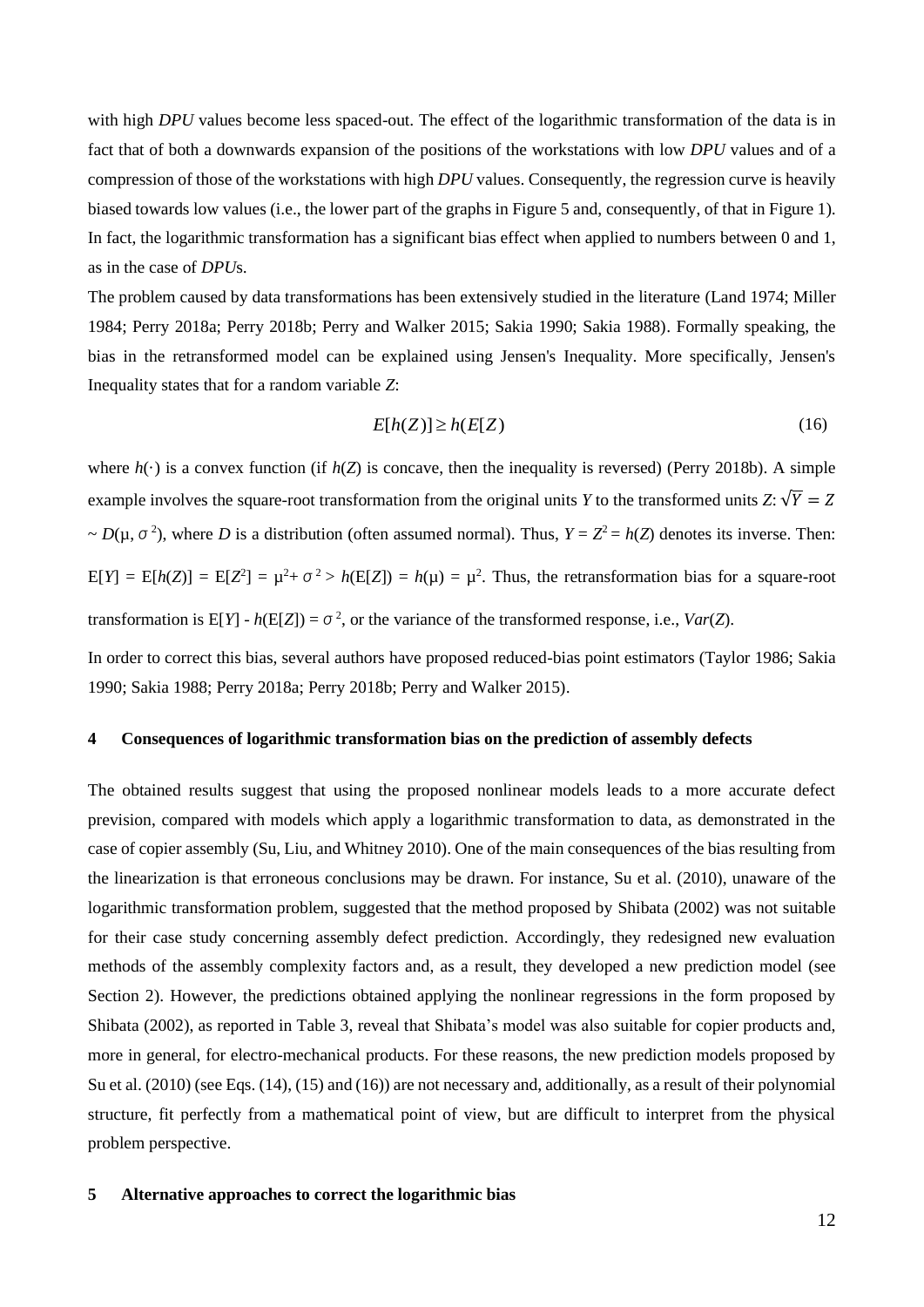with high *DPU* values become less spaced-out. The effect of the logarithmic transformation of the data is in fact that of both a downwards expansion of the positions of the workstations with low *DPU* values and of a compression of those of the workstations with high *DPU* values. Consequently, the regression curve is heavily biased towards low values (i.e., the lower part of the graphs in Figure 5 and, consequently, of that in Figure 1). In fact, the logarithmic transformation has a significant bias effect when applied to numbers between 0 and 1, as in the case of *DPU*s.

The problem caused by data transformations has been extensively studied in the literature (Land 1974; Miller 1984; Perry 2018a; Perry 2018b; Perry and Walker 2015; Sakia 1990; Sakia 1988). Formally speaking, the bias in the retransformed model can be explained using Jensen's Inequality. More specifically, Jensen's Inequality states that for a random variable $Z$:

$$E[h(Z)] \geq h(E[Z]) \tag{16}$$

where $h(\cdot)$ is a convex function (if $h(Z)$ is concave, then the inequality is reversed) (Perry 2018b). A simple example involves the square-root transformation from the original units $Y$ to the transformed units $Z$: $\sqrt{Y} = Z \sim D(\mu, \sigma^2)$, where $D$ is a distribution (often assumed normal). Thus, $Y = Z^2 = h(Z)$ denotes its inverse. Then: $E[Y] = E[h(Z)] = E[Z^2] = \mu^2 + \sigma^2 > h(E[Z]) = h(\mu) = \mu^2$. Thus, the retransformation bias for a square-root transformation is $E[Y] - h(E[Z]) = \sigma^2$, or the variance of the transformed response, i.e., $Var(Z)$.

In order to correct this bias, several authors have proposed reduced-bias point estimators (Taylor 1986; Sakia 1990; Sakia 1988; Perry 2018a; Perry 2018b; Perry and Walker 2015).

## 4 Consequences of logarithmic transformation bias on the prediction of assembly defects

The obtained results suggest that using the proposed nonlinear models leads to a more accurate defect prevision, compared with models which apply a logarithmic transformation to data, as demonstrated in the case of copier assembly (Su, Liu, and Whitney 2010). One of the main consequences of the bias resulting from the linearization is that erroneous conclusions may be drawn. For instance, Su et al. (2010), unaware of the logarithmic transformation problem, suggested that the method proposed by Shibata (2002) was not suitable for their case study concerning assembly defect prediction. Accordingly, they redesigned new evaluation methods of the assembly complexity factors and, as a result, they developed a new prediction model (see Section 2). However, the predictions obtained applying the nonlinear regressions in the form proposed by Shibata (2002), as reported in Table 3, reveal that Shibata's model was also suitable for copier products and, more in general, for electro-mechanical products. For these reasons, the new prediction models proposed by Su et al. (2010) (see Eqs. (14), (15) and (16)) are not necessary and, additionally, as a result of their polynomial structure, fit perfectly from a mathematical point of view, but are difficult to interpret from the physical problem perspective.

## 5 Alternative approaches to correct the logarithmic bias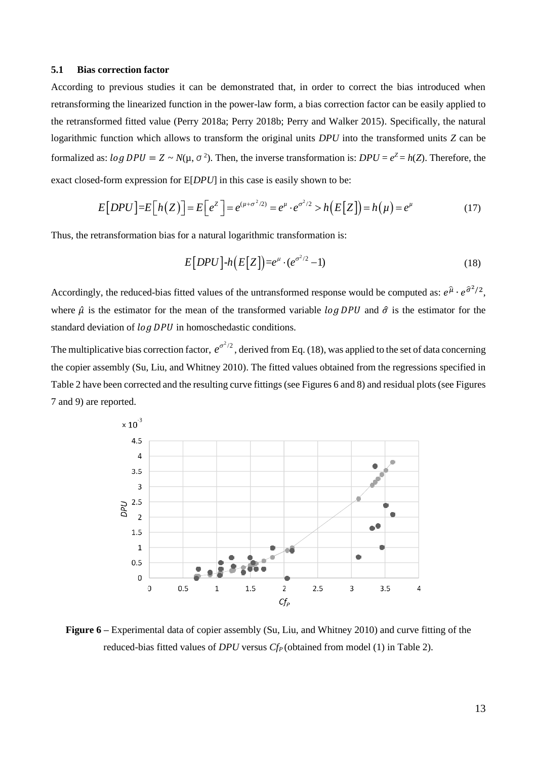### 5.1 Bias correction factor

According to previous studies it can be demonstrated that, in order to correct the bias introduced when retransforming the linearized function in the power-law form, a bias correction factor can be easily applied to the retransformed fitted value (Perry 2018a; Perry 2018b; Perry and Walker 2015). Specifically, the natural logarithmic function which allows to transform the original units *DPU* into the transformed units *Z* can be formalized as: $log\,DPU = Z \sim N(\mu, \sigma^2)$. Then, the inverse transformation is: $DPU = e^Z = h(Z)$. Therefore, the exact closed-form expression for E[*DPU*] in this case is easily shown to be:

$$E[DPU]=E[h(Z)]=E[e^Z]=e^{(\mu+\sigma^2/2)}=e^{\mu}\cdot e^{\sigma^2/2}>h(E[Z])=h(\mu)=e^{\mu} \tag{17}$$

Thus, the retransformation bias for a natural logarithmic transformation is:

$$E[DPU]\text{-}h(E[Z])=e^{\mu}\cdot(e^{\sigma^2/2}-1) \tag{18}$$

Accordingly, the reduced-bias fitted values of the untransformed response would be computed as: $e^{\hat{\mu}} \cdot e^{\hat{\sigma}^2/2}$, where $\hat{\mu}$ is the estimator for the mean of the transformed variable $log\,DPU$ and $\hat{\sigma}$ is the estimator for the standard deviation of $log\,DPU$ in homoschedastic conditions.

The multiplicative bias correction factor, $e^{\sigma^2/2}$, derived from Eq. (18), was applied to the set of data concerning the copier assembly (Su, Liu, and Whitney 2010). The fitted values obtained from the regressions specified in Table 2 have been corrected and the resulting curve fittings (see Figures 6 and 8) and residual plots (see Figures 7 and 9) are reported.

**Figure 6** – Experimental data of copier assembly (Su, Liu, and Whitney 2010) and curve fitting of the reduced-bias fitted values of *DPU* versus $Cf_P$ (obtained from model (1) in Table 2).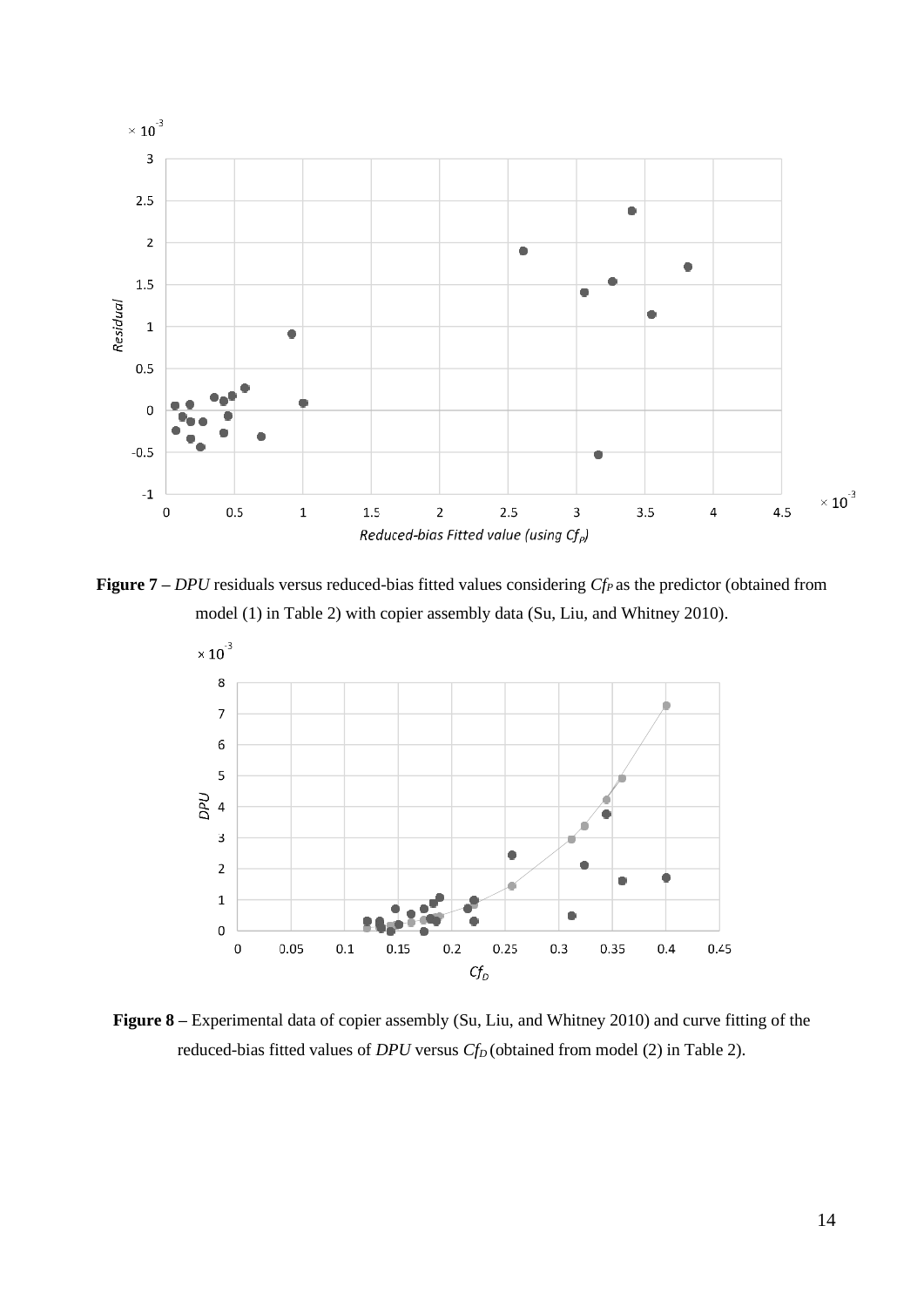**Figure 7 –** *DPU* residuals versus reduced-bias fitted values considering $Cf_P$ as the predictor (obtained from model (1) in Table 2) with copier assembly data (Su, Liu, and Whitney 2010).

**Figure 8 –** Experimental data of copier assembly (Su, Liu, and Whitney 2010) and curve fitting of the reduced-bias fitted values of *DPU* versus $Cf_D$ (obtained from model (2) in Table 2).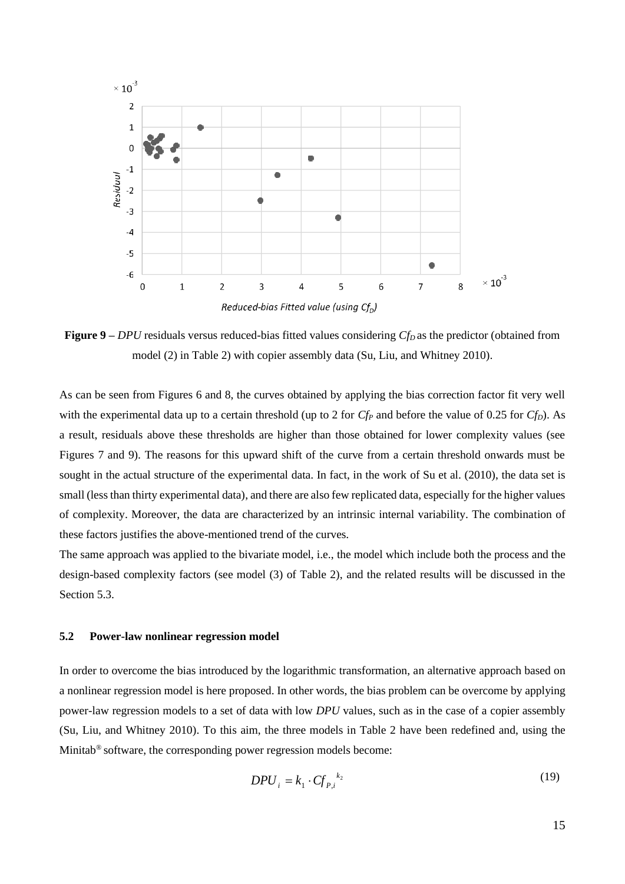**Figure 9** – *DPU* residuals versus reduced-bias fitted values considering $Cf_D$ as the predictor (obtained from model (2) in Table 2) with copier assembly data (Su, Liu, and Whitney 2010).

As can be seen from Figures 6 and 8, the curves obtained by applying the bias correction factor fit very well with the experimental data up to a certain threshold (up to 2 for $Cf_P$ and before the value of 0.25 for $Cf_D$). As a result, residuals above these thresholds are higher than those obtained for lower complexity values (see Figures 7 and 9). The reasons for this upward shift of the curve from a certain threshold onwards must be sought in the actual structure of the experimental data. In fact, in the work of Su et al. (2010), the data set is small (less than thirty experimental data), and there are also few replicated data, especially for the higher values of complexity. Moreover, the data are characterized by an intrinsic internal variability. The combination of these factors justifies the above-mentioned trend of the curves.

The same approach was applied to the bivariate model, i.e., the model which include both the process and the design-based complexity factors (see model (3) of Table 2), and the related results will be discussed in the Section 5.3.

### 5.2 Power-law nonlinear regression model

In order to overcome the bias introduced by the logarithmic transformation, an alternative approach based on a nonlinear regression model is here proposed. In other words, the bias problem can be overcome by applying power-law regression models to a set of data with low *DPU* values, such as in the case of a copier assembly (Su, Liu, and Whitney 2010). To this aim, the three models in Table 2 have been redefined and, using the Minitab® software, the corresponding power regression models become:

$$DPU_i = k_1 \cdot Cf_{P,i}^{\ k_2} \tag{19}$$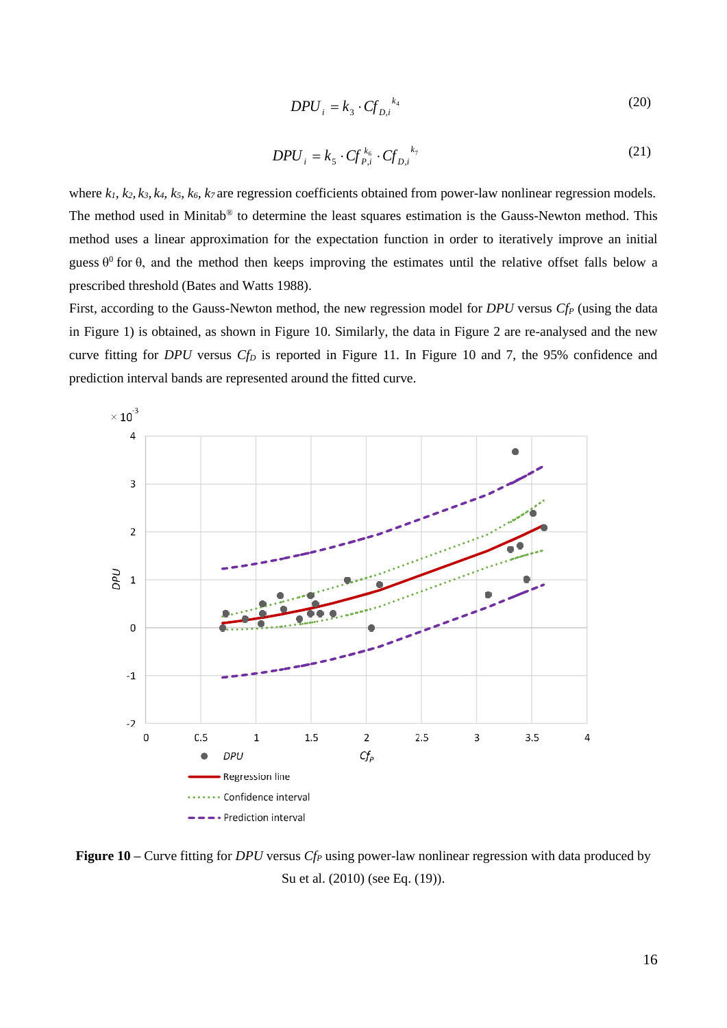$$DPU_i = k_3 \cdot Cf_{D,i}^{\ k_4} \tag{20}$$

$$DPU_i = k_5 \cdot Cf_{P,i}^{k_6} \cdot Cf_{D,i}^{\ k_7} \tag{21}$$

where $k_1$, $k_2$, $k_3$, $k_4$, $k_5$, $k_6$, $k_7$ are regression coefficients obtained from power-law nonlinear regression models. The method used in Minitab® to determine the least squares estimation is the Gauss-Newton method. This method uses a linear approximation for the expectation function in order to iteratively improve an initial guess $\theta^0$ for $\theta$, and the method then keeps improving the estimates until the relative offset falls below a prescribed threshold (Bates and Watts 1988).

First, according to the Gauss-Newton method, the new regression model for *DPU* versus $Cf_P$ (using the data in Figure 1) is obtained, as shown in Figure 10. Similarly, the data in Figure 2 are re-analysed and the new curve fitting for *DPU* versus $Cf_D$ is reported in Figure 11. In Figure 10 and 7, the 95% confidence and prediction interval bands are represented around the fitted curve.

**Figure 10** – Curve fitting for *DPU* versus $Cf_P$ using power-law nonlinear regression with data produced by Su et al. (2010) (see Eq. (19)).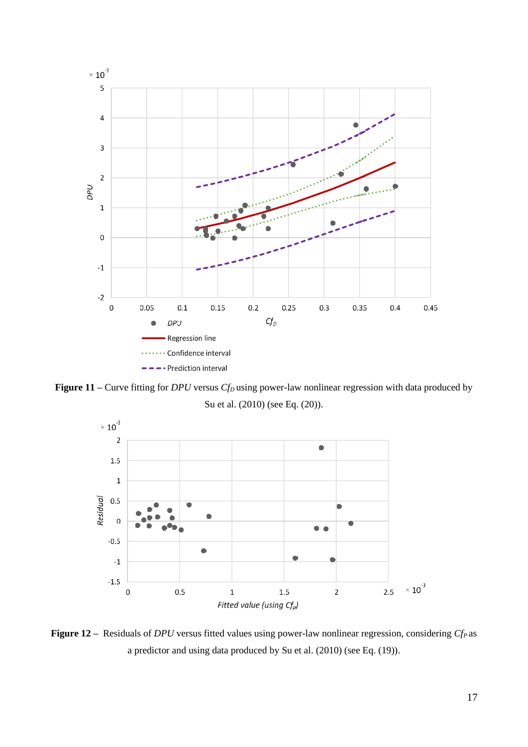**Figure 11** – Curve fitting for *DPU* versus $Cf_D$ using power-law nonlinear regression with data produced by Su et al. (2010) (see Eq. (20)).

**Figure 12** – Residuals of *DPU* versus fitted values using power-law nonlinear regression, considering $Cf_P$ as a predictor and using data produced by Su et al. (2010) (see Eq. (19)).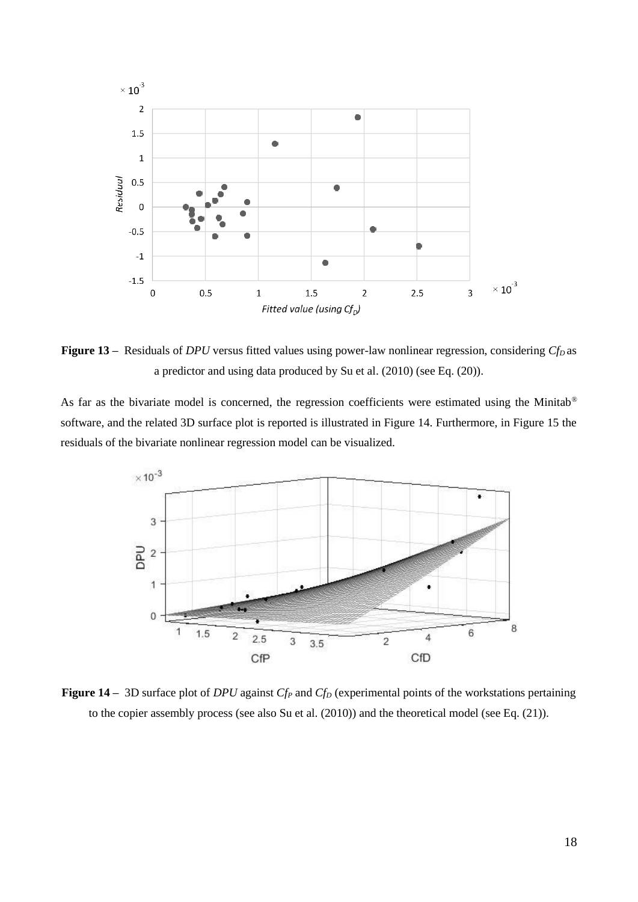**Figure 13 –** Residuals of *DPU* versus fitted values using power-law nonlinear regression, considering $Cf_D$ as a predictor and using data produced by Su et al. (2010) (see Eq. (20)).

As far as the bivariate model is concerned, the regression coefficients were estimated using the Minitab® software, and the related 3D surface plot is reported is illustrated in Figure 14. Furthermore, in Figure 15 the residuals of the bivariate nonlinear regression model can be visualized.

**Figure 14 –** 3D surface plot of *DPU* against $Cf_P$ and $Cf_D$ (experimental points of the workstations pertaining to the copier assembly process (see also Su et al. (2010)) and the theoretical model (see Eq. (21)).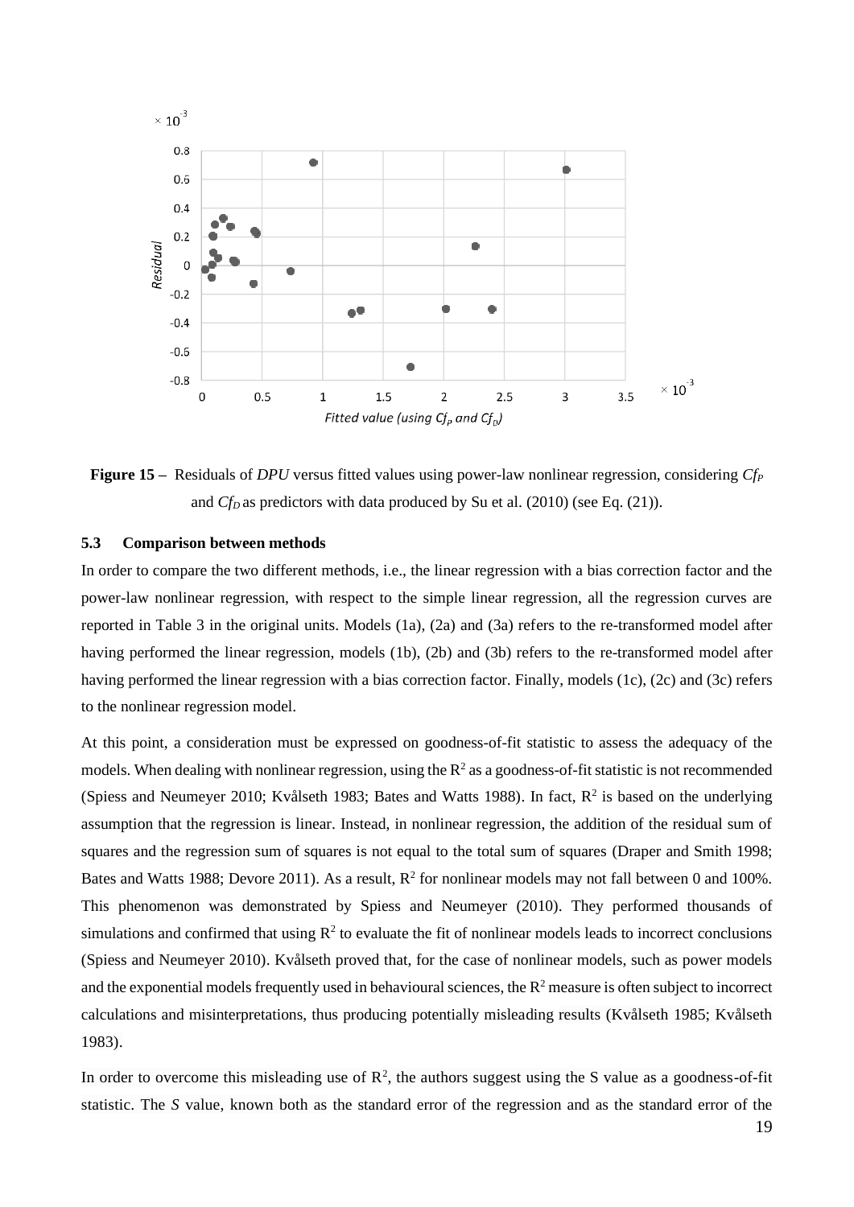**Figure 15 –** Residuals of *DPU* versus fitted values using power-law nonlinear regression, considering $Cf_P$ and $Cf_D$ as predictors with data produced by Su et al. (2010) (see Eq. (21)).

### 5.3 Comparison between methods

In order to compare the two different methods, i.e., the linear regression with a bias correction factor and the power-law nonlinear regression, with respect to the simple linear regression, all the regression curves are reported in Table 3 in the original units. Models (1a), (2a) and (3a) refers to the re-transformed model after having performed the linear regression, models (1b), (2b) and (3b) refers to the re-transformed model after having performed the linear regression with a bias correction factor. Finally, models (1c), (2c) and (3c) refers to the nonlinear regression model.

At this point, a consideration must be expressed on goodness-of-fit statistic to assess the adequacy of the models. When dealing with nonlinear regression, using the $R^2$ as a goodness-of-fit statistic is not recommended (Spiess and Neumeyer 2010; Kvålseth 1983; Bates and Watts 1988). In fact, $R^2$ is based on the underlying assumption that the regression is linear. Instead, in nonlinear regression, the addition of the residual sum of squares and the regression sum of squares is not equal to the total sum of squares (Draper and Smith 1998; Bates and Watts 1988; Devore 2011). As a result, $R^2$ for nonlinear models may not fall between 0 and 100%. This phenomenon was demonstrated by Spiess and Neumeyer (2010). They performed thousands of simulations and confirmed that using $R^2$ to evaluate the fit of nonlinear models leads to incorrect conclusions (Spiess and Neumeyer 2010). Kvålseth proved that, for the case of nonlinear models, such as power models and the exponential models frequently used in behavioural sciences, the $R^2$ measure is often subject to incorrect calculations and misinterpretations, thus producing potentially misleading results (Kvålseth 1985; Kvålseth 1983).

In order to overcome this misleading use of $R^2$, the authors suggest using the S value as a goodness-of-fit statistic. The *S* value, known both as the standard error of the regression and as the standard error of the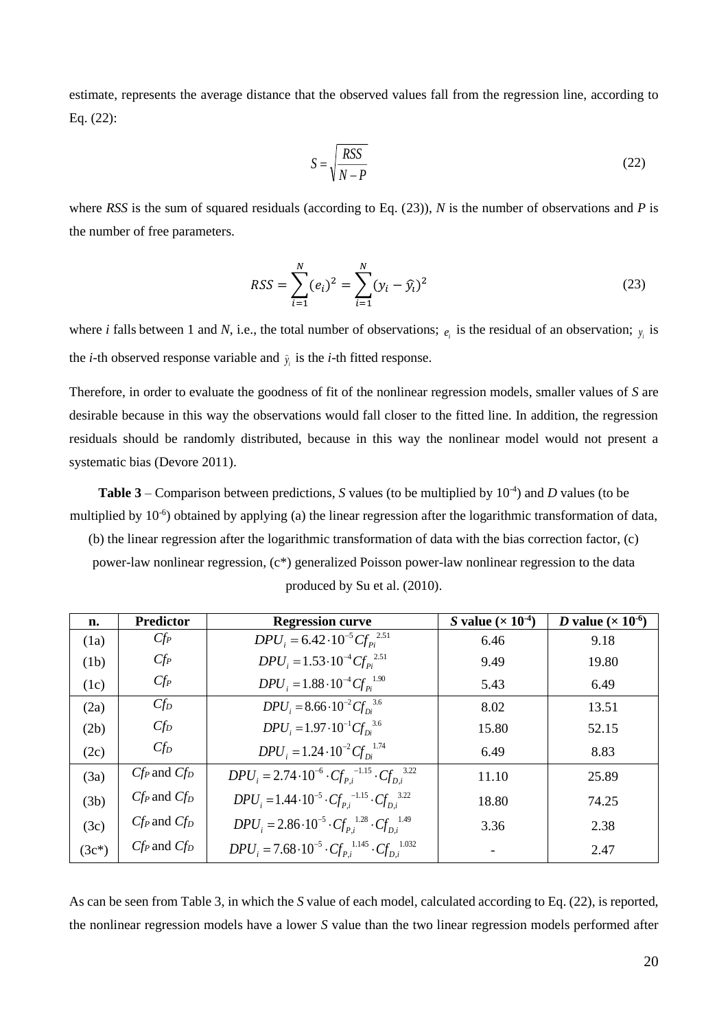estimate, represents the average distance that the observed values fall from the regression line, according to Eq. (22):

$$S = \sqrt{\frac{RSS}{N-P}} \tag{22}$$

where *RSS* is the sum of squared residuals (according to Eq. (23)), *N* is the number of observations and *P* is the number of free parameters.

$$RSS = \sum_{i=1}^{N} (e_i)^2 = \sum_{i=1}^{N} (y_i - \hat{y}_i)^2 \tag{23}$$

where *i* falls between 1 and *N*, i.e., the total number of observations; $e_i$ is the residual of an observation; $y_i$ is the *i*-th observed response variable and $\hat{y}_i$ is the *i*-th fitted response.

Therefore, in order to evaluate the goodness of fit of the nonlinear regression models, smaller values of *S* are desirable because in this way the observations would fall closer to the fitted line. In addition, the regression residuals should be randomly distributed, because in this way the nonlinear model would not present a systematic bias (Devore 2011).

**Table 3** – Comparison between predictions, *S* values (to be multiplied by $10^{-4}$) and *D* values (to be multiplied by $10^{-6}$) obtained by applying (a) the linear regression after the logarithmic transformation of data, (b) the linear regression after the logarithmic transformation of data with the bias correction factor, (c) power-law nonlinear regression, (c*) generalized Poisson power-law nonlinear regression to the data produced by Su et al. (2010).

| n. | Predictor | Regression curve | *S* value ($\times 10^{-4}$) | *D* value ($\times 10^{-6}$) |
|---|---|---|---|---|
| (1a) | $Cf_P$ | $DPU_i = 6.42 \cdot 10^{-5} Cf_{Pi}^{\ 2.51}$ | 6.46 | 9.18 |
| (1b) | $Cf_P$ | $DPU_i = 1.53 \cdot 10^{-4} Cf_{Pi}^{\ 2.51}$ | 9.49 | 19.80 |
| (1c) | $Cf_P$ | $DPU_i = 1.88 \cdot 10^{-4} Cf_{Pi}^{\ 1.90}$ | 5.43 | 6.49 |
| (2a) | $Cf_D$ | $DPU_i = 8.66 \cdot 10^{-2} Cf_{Di}^{\ 3.6}$ | 8.02 | 13.51 |
| (2b) | $Cf_D$ | $DPU_i = 1.97 \cdot 10^{-1} Cf_{Di}^{\ 3.6}$ | 15.80 | 52.15 |
| (2c) | $Cf_D$ | $DPU_i = 1.24 \cdot 10^{-2} Cf_{Di}^{\ 1.74}$ | 6.49 | 8.83 |
| (3a) | $Cf_P$ and $Cf_D$ | $DPU_i = 2.74 \cdot 10^{-6} \cdot Cf_{P,i}^{\ -1.15} \cdot Cf_{D,i}^{\ 3.22}$ | 11.10 | 25.89 |
| (3b) | $Cf_P$ and $Cf_D$ | $DPU_i = 1.44 \cdot 10^{-5} \cdot Cf_{P,i}^{\ -1.15} \cdot Cf_{D,i}^{\ 3.22}$ | 18.80 | 74.25 |
| (3c) | $Cf_P$ and $Cf_D$ | $DPU_i = 2.86 \cdot 10^{-5} \cdot Cf_{P,i}^{\ 1.28} \cdot Cf_{D,i}^{\ 1.49}$ | 3.36 | 2.38 |
| (3c*) | $Cf_P$ and $Cf_D$ | $DPU_i = 7.68 \cdot 10^{-5} \cdot Cf_{P,i}^{\ 1.145} \cdot Cf_{D,i}^{\ 1.032}$ | - | 2.47 |

As can be seen from Table 3, in which the *S* value of each model, calculated according to Eq. (22), is reported, the nonlinear regression models have a lower *S* value than the two linear regression models performed after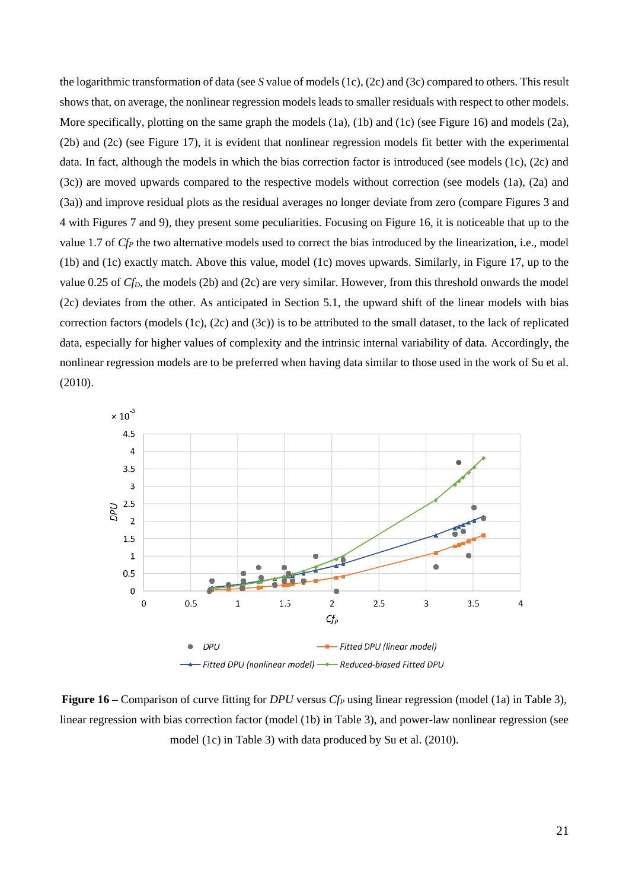the logarithmic transformation of data (see $S$ value of models (1c), (2c) and (3c) compared to others. This result shows that, on average, the nonlinear regression models leads to smaller residuals with respect to other models. More specifically, plotting on the same graph the models (1a), (1b) and (1c) (see Figure 16) and models (2a), (2b) and (2c) (see Figure 17), it is evident that nonlinear regression models fit better with the experimental data. In fact, although the models in which the bias correction factor is introduced (see models (1c), (2c) and (3c)) are moved upwards compared to the respective models without correction (see models (1a), (2a) and (3a)) and improve residual plots as the residual averages no longer deviate from zero (compare Figures 3 and 4 with Figures 7 and 9), they present some peculiarities. Focusing on Figure 16, it is noticeable that up to the value 1.7 of $Cf_P$ the two alternative models used to correct the bias introduced by the linearization, i.e., model (1b) and (1c) exactly match. Above this value, model (1c) moves upwards. Similarly, in Figure 17, up to the value 0.25 of $Cf_D$, the models (2b) and (2c) are very similar. However, from this threshold onwards the model (2c) deviates from the other. As anticipated in Section 5.1, the upward shift of the linear models with bias correction factors (models (1c), (2c) and (3c)) is to be attributed to the small dataset, to the lack of replicated data, especially for higher values of complexity and the intrinsic internal variability of data. Accordingly, the nonlinear regression models are to be preferred when having data similar to those used in the work of Su et al. (2010).

**Figure 16** – Comparison of curve fitting for *DPU* versus $Cf_P$ using linear regression (model (1a) in Table 3), linear regression with bias correction factor (model (1b) in Table 3), and power-law nonlinear regression (see model (1c) in Table 3) with data produced by Su et al. (2010).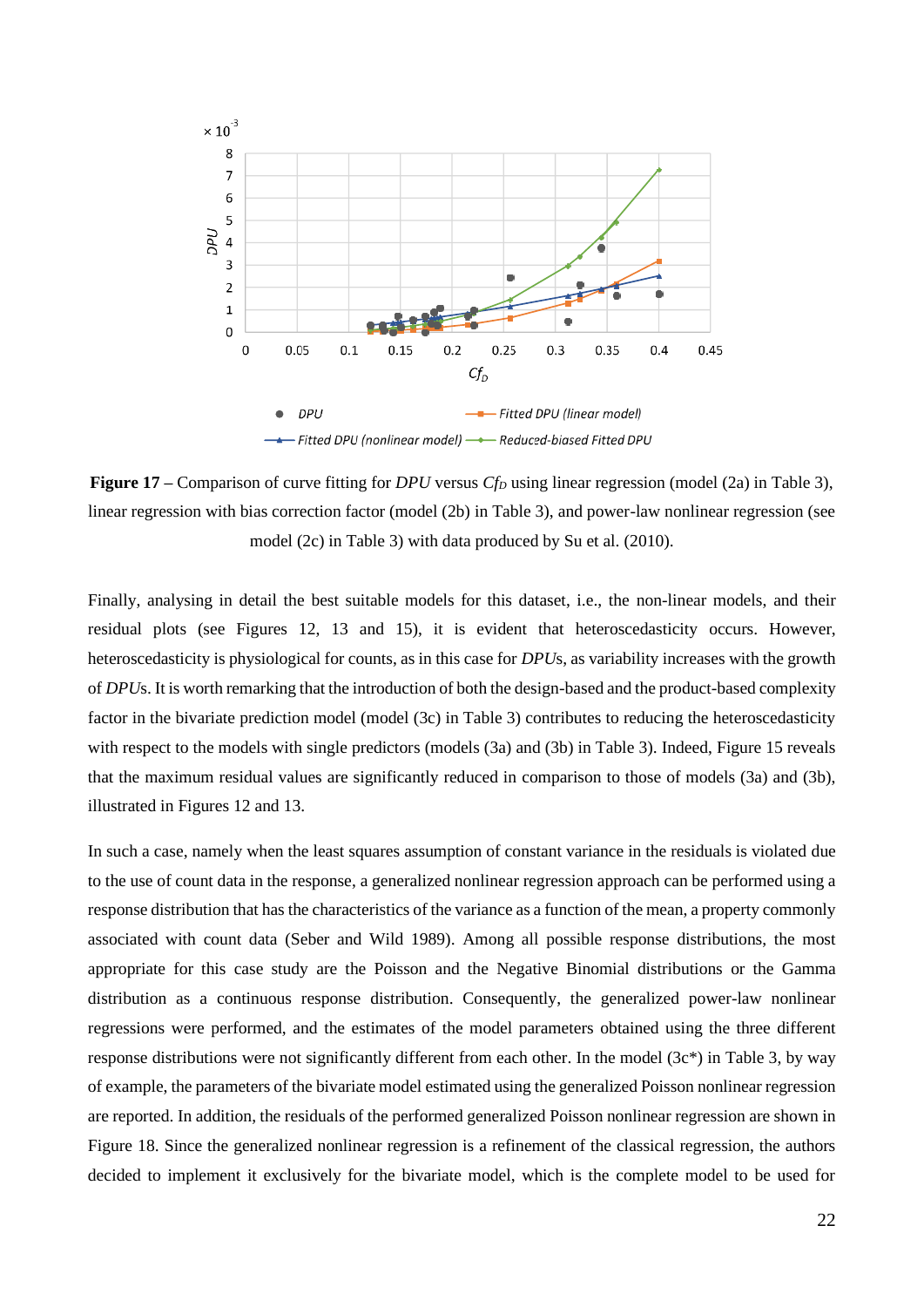**Figure 17** – Comparison of curve fitting for *DPU* versus $Cf_D$ using linear regression (model (2a) in Table 3), linear regression with bias correction factor (model (2b) in Table 3), and power-law nonlinear regression (see model (2c) in Table 3) with data produced by Su et al. (2010).

Finally, analysing in detail the best suitable models for this dataset, i.e., the non-linear models, and their residual plots (see Figures 12, 13 and 15), it is evident that heteroscedasticity occurs. However, heteroscedasticity is physiological for counts, as in this case for *DPU*s, as variability increases with the growth of *DPU*s. It is worth remarking that the introduction of both the design-based and the product-based complexity factor in the bivariate prediction model (model (3c) in Table 3) contributes to reducing the heteroscedasticity with respect to the models with single predictors (models (3a) and (3b) in Table 3). Indeed, Figure 15 reveals that the maximum residual values are significantly reduced in comparison to those of models (3a) and (3b), illustrated in Figures 12 and 13.

In such a case, namely when the least squares assumption of constant variance in the residuals is violated due to the use of count data in the response, a generalized nonlinear regression approach can be performed using a response distribution that has the characteristics of the variance as a function of the mean, a property commonly associated with count data (Seber and Wild 1989). Among all possible response distributions, the most appropriate for this case study are the Poisson and the Negative Binomial distributions or the Gamma distribution as a continuous response distribution. Consequently, the generalized power-law nonlinear regressions were performed, and the estimates of the model parameters obtained using the three different response distributions were not significantly different from each other. In the model (3c*) in Table 3, by way of example, the parameters of the bivariate model estimated using the generalized Poisson nonlinear regression are reported. In addition, the residuals of the performed generalized Poisson nonlinear regression are shown in Figure 18. Since the generalized nonlinear regression is a refinement of the classical regression, the authors decided to implement it exclusively for the bivariate model, which is the complete model to be used for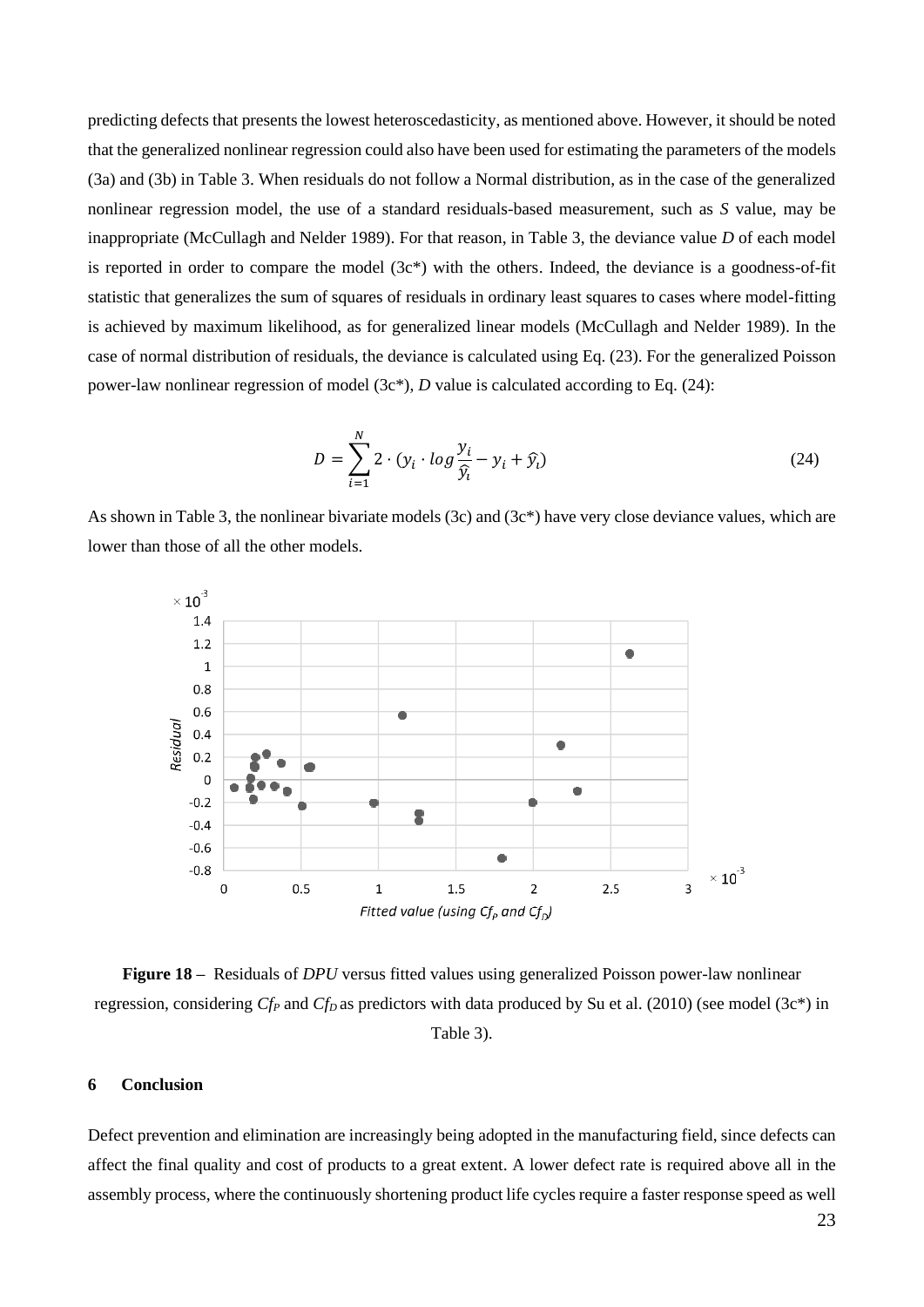predicting defects that presents the lowest heteroscedasticity, as mentioned above. However, it should be noted that the generalized nonlinear regression could also have been used for estimating the parameters of the models (3a) and (3b) in Table 3. When residuals do not follow a Normal distribution, as in the case of the generalized nonlinear regression model, the use of a standard residuals-based measurement, such as *S* value, may be inappropriate (McCullagh and Nelder 1989). For that reason, in Table 3, the deviance value *D* of each model is reported in order to compare the model (3c*) with the others. Indeed, the deviance is a goodness-of-fit statistic that generalizes the sum of squares of residuals in ordinary least squares to cases where model-fitting is achieved by maximum likelihood, as for generalized linear models (McCullagh and Nelder 1989). In the case of normal distribution of residuals, the deviance is calculated using Eq. (23). For the generalized Poisson power-law nonlinear regression of model (3c*), *D* value is calculated according to Eq. (24):

$$D = \sum_{i=1}^{N} 2 \cdot \left(y_i \cdot log\frac{y_i}{\hat{y}_i} - y_i + \hat{y}_i\right) \tag{24}$$

As shown in Table 3, the nonlinear bivariate models (3c) and (3c*) have very close deviance values, which are lower than those of all the other models.

**Figure 18** – Residuals of *DPU* versus fitted values using generalized Poisson power-law nonlinear regression, considering $Cf_P$ and $Cf_D$ as predictors with data produced by Su et al. (2010) (see model (3c*) in Table 3).

## 6 Conclusion

Defect prevention and elimination are increasingly being adopted in the manufacturing field, since defects can affect the final quality and cost of products to a great extent. A lower defect rate is required above all in the assembly process, where the continuously shortening product life cycles require a faster response speed as well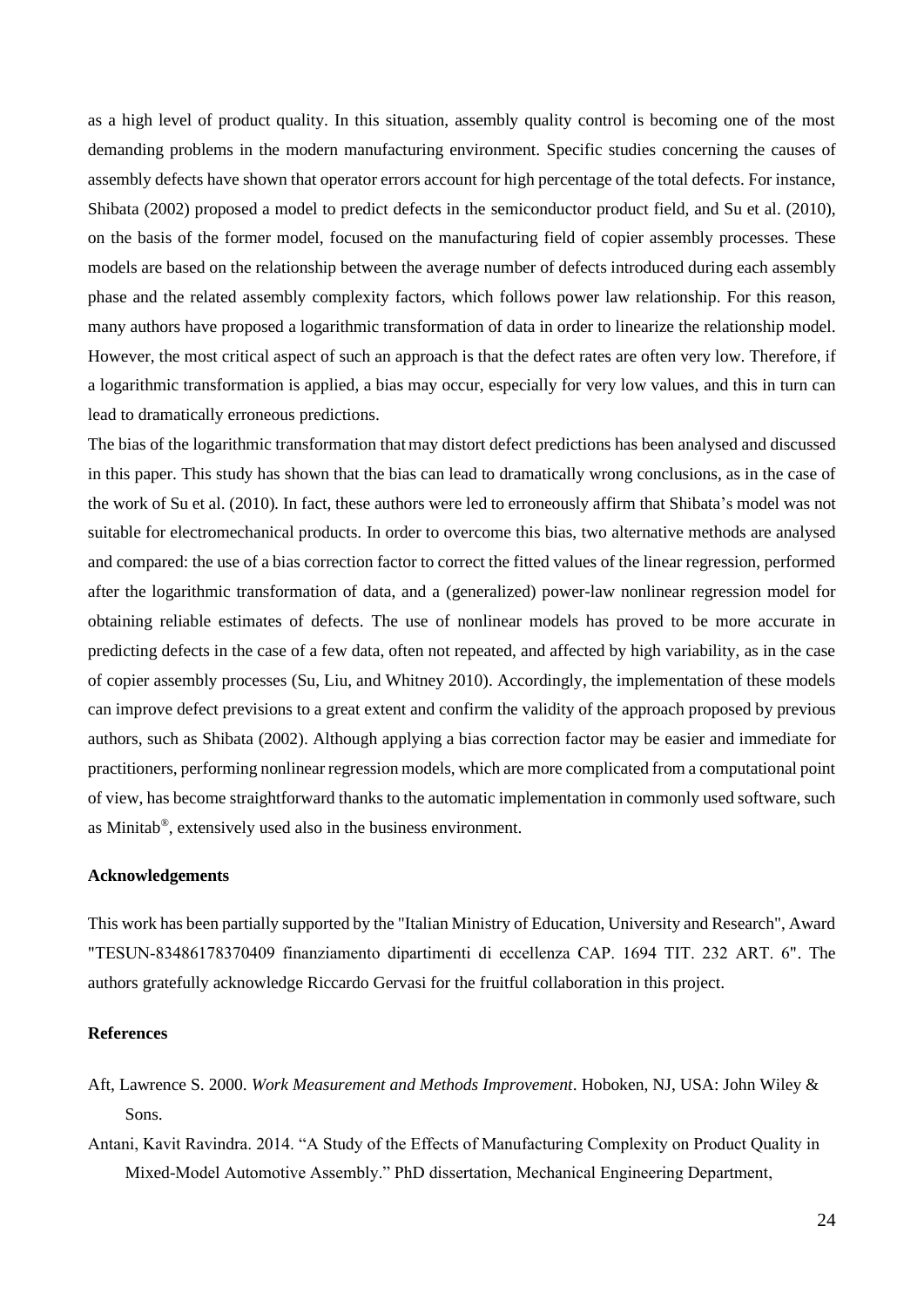as a high level of product quality. In this situation, assembly quality control is becoming one of the most demanding problems in the modern manufacturing environment. Specific studies concerning the causes of assembly defects have shown that operator errors account for high percentage of the total defects. For instance, Shibata (2002) proposed a model to predict defects in the semiconductor product field, and Su et al. (2010), on the basis of the former model, focused on the manufacturing field of copier assembly processes. These models are based on the relationship between the average number of defects introduced during each assembly phase and the related assembly complexity factors, which follows power law relationship. For this reason, many authors have proposed a logarithmic transformation of data in order to linearize the relationship model. However, the most critical aspect of such an approach is that the defect rates are often very low. Therefore, if a logarithmic transformation is applied, a bias may occur, especially for very low values, and this in turn can lead to dramatically erroneous predictions.

The bias of the logarithmic transformation that may distort defect predictions has been analysed and discussed in this paper. This study has shown that the bias can lead to dramatically wrong conclusions, as in the case of the work of Su et al. (2010). In fact, these authors were led to erroneously affirm that Shibata's model was not suitable for electromechanical products. In order to overcome this bias, two alternative methods are analysed and compared: the use of a bias correction factor to correct the fitted values of the linear regression, performed after the logarithmic transformation of data, and a (generalized) power-law nonlinear regression model for obtaining reliable estimates of defects. The use of nonlinear models has proved to be more accurate in predicting defects in the case of a few data, often not repeated, and affected by high variability, as in the case of copier assembly processes (Su, Liu, and Whitney 2010). Accordingly, the implementation of these models can improve defect previsions to a great extent and confirm the validity of the approach proposed by previous authors, such as Shibata (2002). Although applying a bias correction factor may be easier and immediate for practitioners, performing nonlinear regression models, which are more complicated from a computational point of view, has become straightforward thanks to the automatic implementation in commonly used software, such as Minitab®, extensively used also in the business environment.

## Acknowledgements

This work has been partially supported by the "Italian Ministry of Education, University and Research", Award "TESUN-83486178370409 finanziamento dipartimenti di eccellenza CAP. 1694 TIT. 232 ART. 6". The authors gratefully acknowledge Riccardo Gervasi for the fruitful collaboration in this project.

## References

Aft, Lawrence S. 2000. *Work Measurement and Methods Improvement*. Hoboken, NJ, USA: John Wiley & Sons.

Antani, Kavit Ravindra. 2014. "A Study of the Effects of Manufacturing Complexity on Product Quality in Mixed-Model Automotive Assembly." PhD dissertation, Mechanical Engineering Department,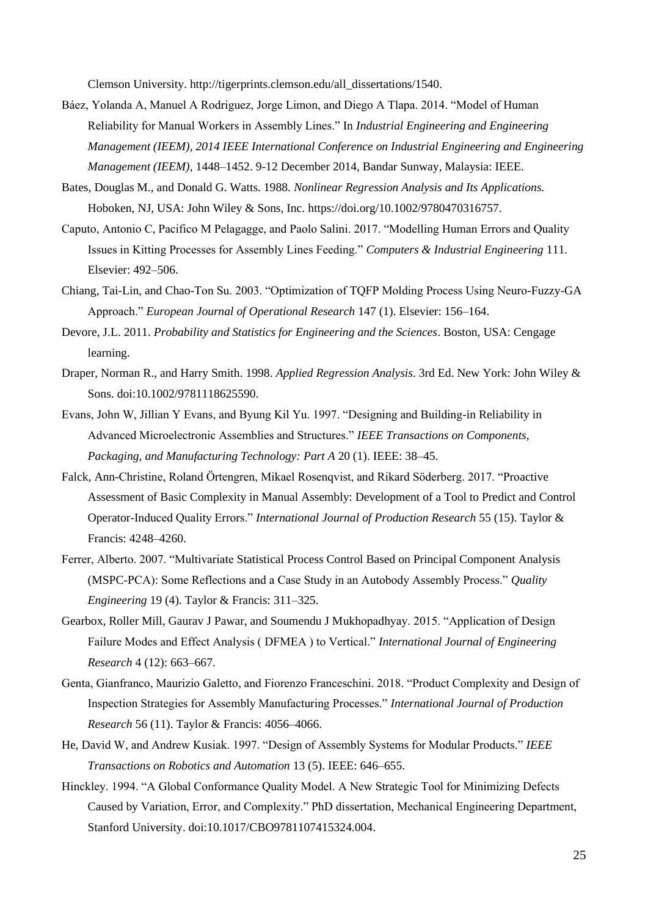Clemson University. http://tigerprints.clemson.edu/all_dissertations/1540.

Báez, Yolanda A, Manuel A Rodriguez, Jorge Limon, and Diego A Tlapa. 2014. "Model of Human Reliability for Manual Workers in Assembly Lines." In *Industrial Engineering and Engineering Management (IEEM), 2014 IEEE International Conference on Industrial Engineering and Engineering Management (IEEM)*, 1448–1452. 9-12 December 2014, Bandar Sunway, Malaysia: IEEE.

Bates, Douglas M., and Donald G. Watts. 1988. *Nonlinear Regression Analysis and Its Applications.* Hoboken, NJ, USA: John Wiley & Sons, Inc. https://doi.org/10.1002/9780470316757.

Caputo, Antonio C, Pacifico M Pelagagge, and Paolo Salini. 2017. "Modelling Human Errors and Quality Issues in Kitting Processes for Assembly Lines Feeding." *Computers & Industrial Engineering* 111. Elsevier: 492–506.

Chiang, Tai-Lin, and Chao-Ton Su. 2003. "Optimization of TQFP Molding Process Using Neuro-Fuzzy-GA Approach." *European Journal of Operational Research* 147 (1). Elsevier: 156–164.

Devore, J.L. 2011. *Probability and Statistics for Engineering and the Sciences*. Boston, USA: Cengage learning.

Draper, Norman R., and Harry Smith. 1998. *Applied Regression Analysis*. 3rd Ed. New York: John Wiley & Sons. doi:10.1002/9781118625590.

Evans, John W, Jillian Y Evans, and Byung Kil Yu. 1997. "Designing and Building-in Reliability in Advanced Microelectronic Assemblies and Structures." *IEEE Transactions on Components, Packaging, and Manufacturing Technology: Part A* 20 (1). IEEE: 38–45.

Falck, Ann-Christine, Roland Örtengren, Mikael Rosenqvist, and Rikard Söderberg. 2017. "Proactive Assessment of Basic Complexity in Manual Assembly: Development of a Tool to Predict and Control Operator-Induced Quality Errors." *International Journal of Production Research* 55 (15). Taylor & Francis: 4248–4260.

Ferrer, Alberto. 2007. "Multivariate Statistical Process Control Based on Principal Component Analysis (MSPC-PCA): Some Reflections and a Case Study in an Autobody Assembly Process." *Quality Engineering* 19 (4). Taylor & Francis: 311–325.

Gearbox, Roller Mill, Gaurav J Pawar, and Soumendu J Mukhopadhyay. 2015. "Application of Design Failure Modes and Effect Analysis ( DFMEA ) to Vertical." *International Journal of Engineering Research* 4 (12): 663–667.

Genta, Gianfranco, Maurizio Galetto, and Fiorenzo Franceschini. 2018. "Product Complexity and Design of Inspection Strategies for Assembly Manufacturing Processes." *International Journal of Production Research* 56 (11). Taylor & Francis: 4056–4066.

He, David W, and Andrew Kusiak. 1997. "Design of Assembly Systems for Modular Products." *IEEE Transactions on Robotics and Automation* 13 (5). IEEE: 646–655.

Hinckley. 1994. "A Global Conformance Quality Model. A New Strategic Tool for Minimizing Defects Caused by Variation, Error, and Complexity." PhD dissertation, Mechanical Engineering Department, Stanford University. doi:10.1017/CBO9781107415324.004.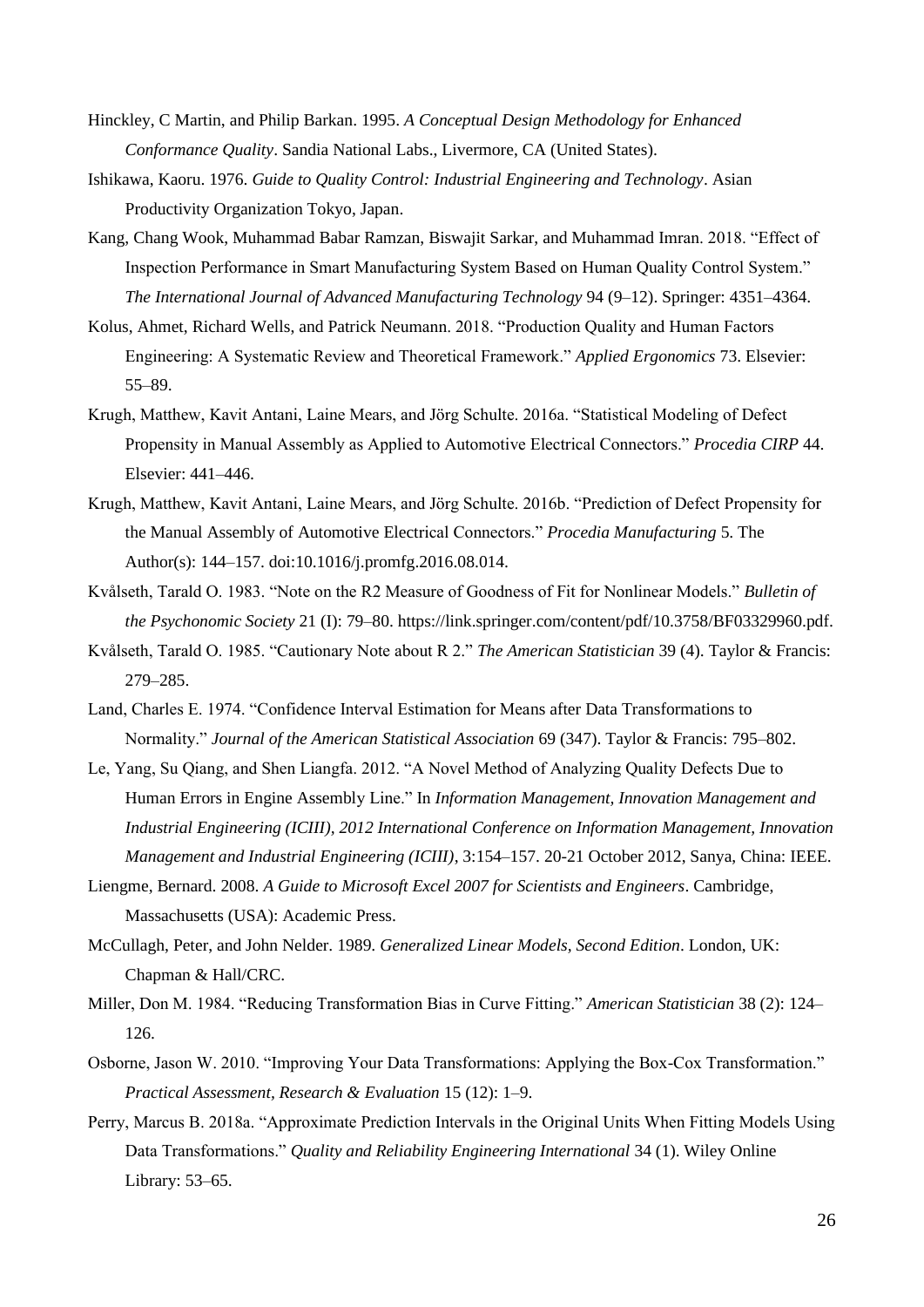Hinckley, C Martin, and Philip Barkan. 1995. *A Conceptual Design Methodology for Enhanced Conformance Quality*. Sandia National Labs., Livermore, CA (United States).

Ishikawa, Kaoru. 1976. *Guide to Quality Control: Industrial Engineering and Technology*. Asian Productivity Organization Tokyo, Japan.

Kang, Chang Wook, Muhammad Babar Ramzan, Biswajit Sarkar, and Muhammad Imran. 2018. "Effect of Inspection Performance in Smart Manufacturing System Based on Human Quality Control System." *The International Journal of Advanced Manufacturing Technology* 94 (9–12). Springer: 4351–4364.

Kolus, Ahmet, Richard Wells, and Patrick Neumann. 2018. "Production Quality and Human Factors Engineering: A Systematic Review and Theoretical Framework." *Applied Ergonomics* 73. Elsevier: 55–89.

Krugh, Matthew, Kavit Antani, Laine Mears, and Jörg Schulte. 2016a. "Statistical Modeling of Defect Propensity in Manual Assembly as Applied to Automotive Electrical Connectors." *Procedia CIRP* 44. Elsevier: 441–446.

Krugh, Matthew, Kavit Antani, Laine Mears, and Jörg Schulte. 2016b. "Prediction of Defect Propensity for the Manual Assembly of Automotive Electrical Connectors." *Procedia Manufacturing* 5. The Author(s): 144–157. doi:10.1016/j.promfg.2016.08.014.

Kvålseth, Tarald O. 1983. "Note on the R2 Measure of Goodness of Fit for Nonlinear Models." *Bulletin of the Psychonomic Society* 21 (I): 79–80. https://link.springer.com/content/pdf/10.3758/BF03329960.pdf.

Kvålseth, Tarald O. 1985. "Cautionary Note about R 2." *The American Statistician* 39 (4). Taylor & Francis: 279–285.

Land, Charles E. 1974. "Confidence Interval Estimation for Means after Data Transformations to Normality." *Journal of the American Statistical Association* 69 (347). Taylor & Francis: 795–802.

Le, Yang, Su Qiang, and Shen Liangfa. 2012. "A Novel Method of Analyzing Quality Defects Due to Human Errors in Engine Assembly Line." In *Information Management, Innovation Management and Industrial Engineering (ICIII), 2012 International Conference on Information Management, Innovation Management and Industrial Engineering (ICIII)*, 3:154–157. 20-21 October 2012, Sanya, China: IEEE.

Liengme, Bernard. 2008. *A Guide to Microsoft Excel 2007 for Scientists and Engineers*. Cambridge, Massachusetts (USA): Academic Press.

McCullagh, Peter, and John Nelder. 1989. *Generalized Linear Models, Second Edition*. London, UK: Chapman & Hall/CRC.

Miller, Don M. 1984. "Reducing Transformation Bias in Curve Fitting." *American Statistician* 38 (2): 124–126.

Osborne, Jason W. 2010. "Improving Your Data Transformations: Applying the Box-Cox Transformation." *Practical Assessment, Research & Evaluation* 15 (12): 1–9.

Perry, Marcus B. 2018a. "Approximate Prediction Intervals in the Original Units When Fitting Models Using Data Transformations." *Quality and Reliability Engineering International* 34 (1). Wiley Online Library: 53–65.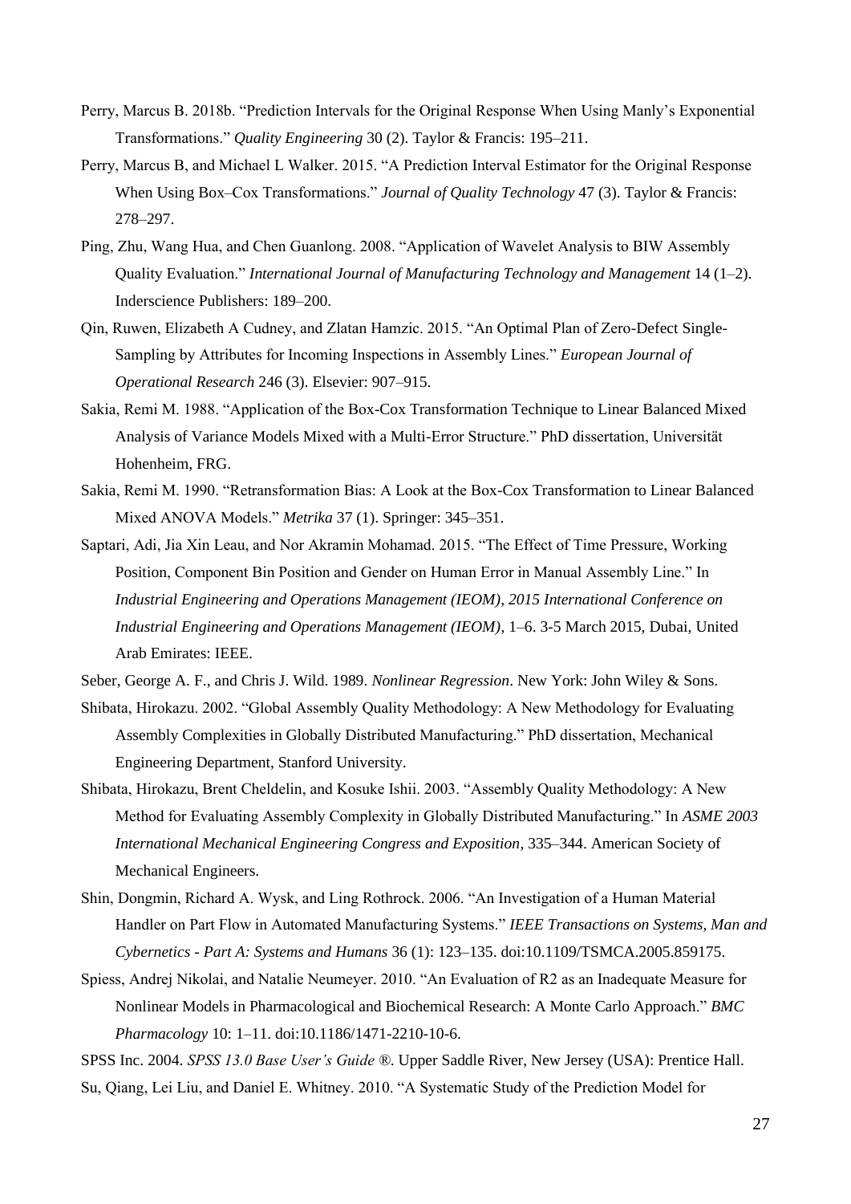Perry, Marcus B. 2018b. "Prediction Intervals for the Original Response When Using Manly's Exponential Transformations." *Quality Engineering* 30 (2). Taylor & Francis: 195–211.

Perry, Marcus B, and Michael L Walker. 2015. "A Prediction Interval Estimator for the Original Response When Using Box–Cox Transformations." *Journal of Quality Technology* 47 (3). Taylor & Francis: 278–297.

Ping, Zhu, Wang Hua, and Chen Guanlong. 2008. "Application of Wavelet Analysis to BIW Assembly Quality Evaluation." *International Journal of Manufacturing Technology and Management* 14 (1–2). Inderscience Publishers: 189–200.

Qin, Ruwen, Elizabeth A Cudney, and Zlatan Hamzic. 2015. "An Optimal Plan of Zero-Defect Single-Sampling by Attributes for Incoming Inspections in Assembly Lines." *European Journal of Operational Research* 246 (3). Elsevier: 907–915.

Sakia, Remi M. 1988. "Application of the Box-Cox Transformation Technique to Linear Balanced Mixed Analysis of Variance Models Mixed with a Multi-Error Structure." PhD dissertation, Universität Hohenheim, FRG.

Sakia, Remi M. 1990. "Retransformation Bias: A Look at the Box-Cox Transformation to Linear Balanced Mixed ANOVA Models." *Metrika* 37 (1). Springer: 345–351.

Saptari, Adi, Jia Xin Leau, and Nor Akramin Mohamad. 2015. "The Effect of Time Pressure, Working Position, Component Bin Position and Gender on Human Error in Manual Assembly Line." In *Industrial Engineering and Operations Management (IEOM), 2015 International Conference on Industrial Engineering and Operations Management (IEOM)*, 1–6. 3-5 March 2015, Dubai, United Arab Emirates: IEEE.

Seber, George A. F., and Chris J. Wild. 1989. *Nonlinear Regression*. New York: John Wiley & Sons.

Shibata, Hirokazu. 2002. "Global Assembly Quality Methodology: A New Methodology for Evaluating Assembly Complexities in Globally Distributed Manufacturing." PhD dissertation, Mechanical Engineering Department, Stanford University.

Shibata, Hirokazu, Brent Cheldelin, and Kosuke Ishii. 2003. "Assembly Quality Methodology: A New Method for Evaluating Assembly Complexity in Globally Distributed Manufacturing." In *ASME 2003 International Mechanical Engineering Congress and Exposition*, 335–344. American Society of Mechanical Engineers.

Shin, Dongmin, Richard A. Wysk, and Ling Rothrock. 2006. "An Investigation of a Human Material Handler on Part Flow in Automated Manufacturing Systems." *IEEE Transactions on Systems, Man and Cybernetics - Part A: Systems and Humans* 36 (1): 123–135. doi:10.1109/TSMCA.2005.859175.

Spiess, Andrej Nikolai, and Natalie Neumeyer. 2010. "An Evaluation of R2 as an Inadequate Measure for Nonlinear Models in Pharmacological and Biochemical Research: A Monte Carlo Approach." *BMC Pharmacology* 10: 1–11. doi:10.1186/1471-2210-10-6.

SPSS Inc. 2004. *SPSS 13.0 Base User's Guide ®*. Upper Saddle River, New Jersey (USA): Prentice Hall.

Su, Qiang, Lei Liu, and Daniel E. Whitney. 2010. "A Systematic Study of the Prediction Model for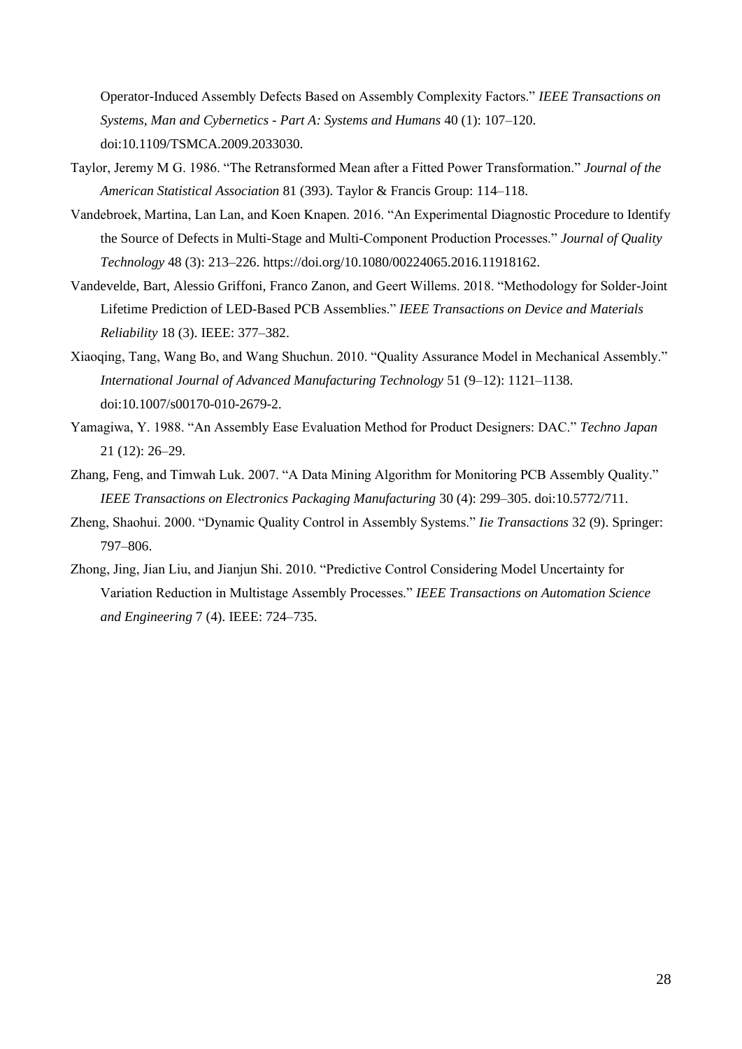Operator-Induced Assembly Defects Based on Assembly Complexity Factors." *IEEE Transactions on Systems, Man and Cybernetics - Part A: Systems and Humans* 40 (1): 107–120. doi:10.1109/TSMCA.2009.2033030.

Taylor, Jeremy M G. 1986. "The Retransformed Mean after a Fitted Power Transformation." *Journal of the American Statistical Association* 81 (393). Taylor & Francis Group: 114–118.

Vandebroek, Martina, Lan Lan, and Koen Knapen. 2016. "An Experimental Diagnostic Procedure to Identify the Source of Defects in Multi-Stage and Multi-Component Production Processes." *Journal of Quality Technology* 48 (3): 213–226. https://doi.org/10.1080/00224065.2016.11918162.

Vandevelde, Bart, Alessio Griffoni, Franco Zanon, and Geert Willems. 2018. "Methodology for Solder-Joint Lifetime Prediction of LED-Based PCB Assemblies." *IEEE Transactions on Device and Materials Reliability* 18 (3). IEEE: 377–382.

Xiaoqing, Tang, Wang Bo, and Wang Shuchun. 2010. "Quality Assurance Model in Mechanical Assembly." *International Journal of Advanced Manufacturing Technology* 51 (9–12): 1121–1138. doi:10.1007/s00170-010-2679-2.

Yamagiwa, Y. 1988. "An Assembly Ease Evaluation Method for Product Designers: DAC." *Techno Japan* 21 (12): 26–29.

Zhang, Feng, and Timwah Luk. 2007. "A Data Mining Algorithm for Monitoring PCB Assembly Quality." *IEEE Transactions on Electronics Packaging Manufacturing* 30 (4): 299–305. doi:10.5772/711.

Zheng, Shaohui. 2000. "Dynamic Quality Control in Assembly Systems." *Iie Transactions* 32 (9). Springer: 797–806.

Zhong, Jing, Jian Liu, and Jianjun Shi. 2010. "Predictive Control Considering Model Uncertainty for Variation Reduction in Multistage Assembly Processes." *IEEE Transactions on Automation Science and Engineering* 7 (4). IEEE: 724–735.